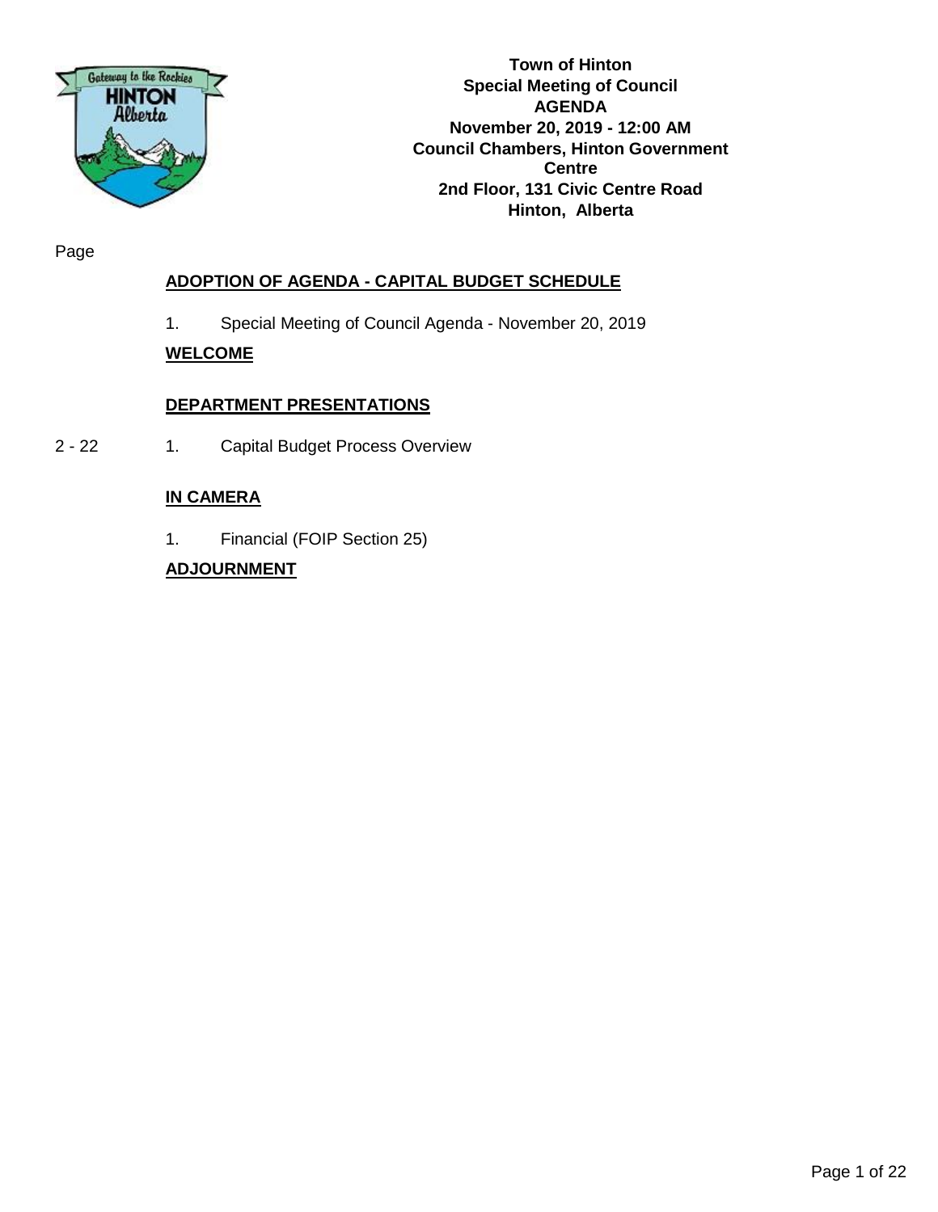**Town of Hinton**
**Special Meeting of Council**
**AGENDA**
**November 20, 2019 - 12:00 AM**
**Council Chambers, Hinton Government Centre**
**2nd Floor, 131 Civic Centre Road**
**Hinton, Alberta**

Page

**ADOPTION OF AGENDA - CAPITAL BUDGET SCHEDULE**

1. Special Meeting of Council Agenda - November 20, 2019

**WELCOME**

**DEPARTMENT PRESENTATIONS**

2 - 22 1. Capital Budget Process Overview

**IN CAMERA**

1. Financial (FOIP Section 25)

**ADJOURNMENT**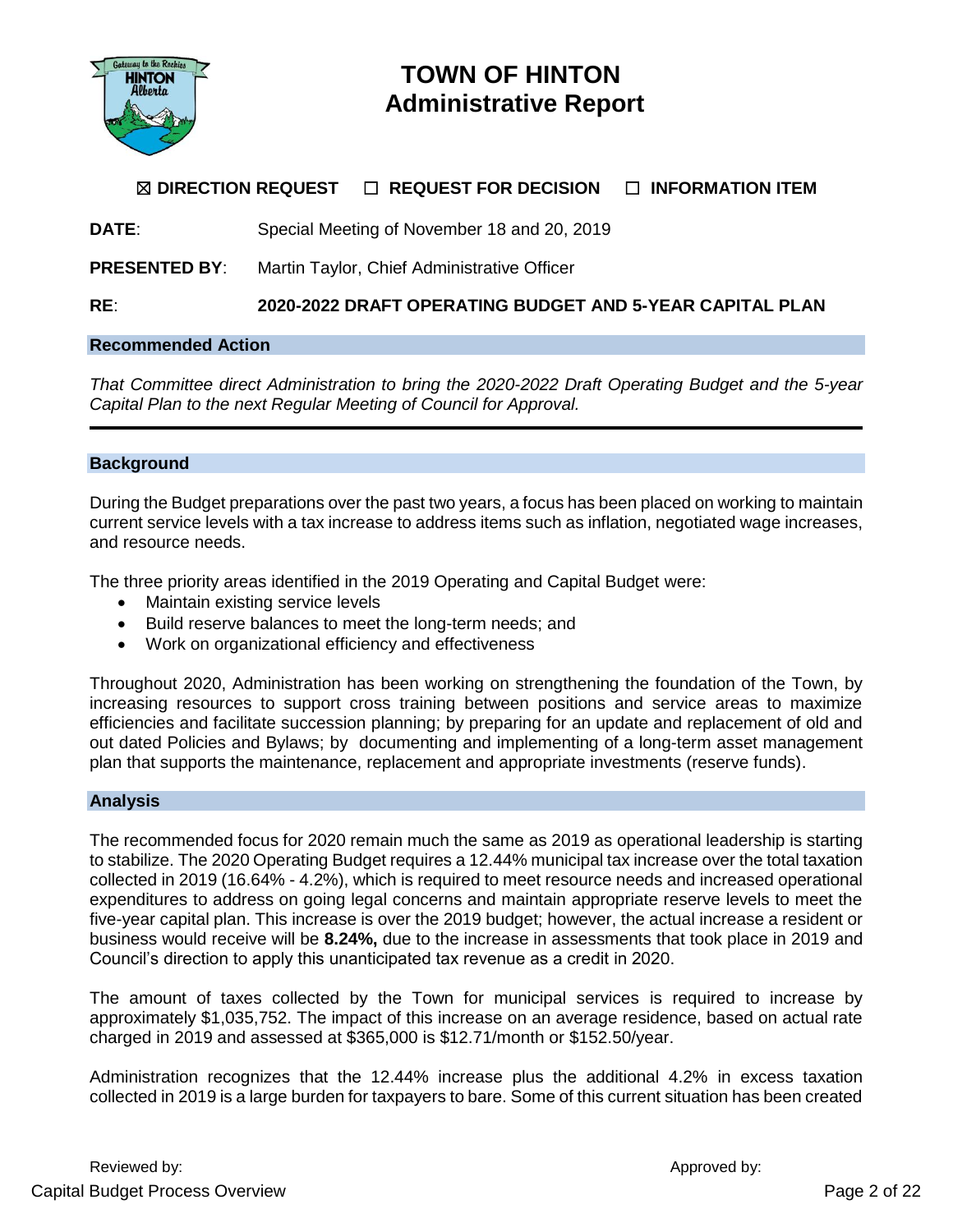# TOWN OF HINTON
# Administrative Report

☒ **DIRECTION REQUEST** ☐ **REQUEST FOR DECISION** ☐ **INFORMATION ITEM**

**DATE**: Special Meeting of November 18 and 20, 2019

**PRESENTED BY**: Martin Taylor, Chief Administrative Officer

**RE**: **2020-2022 DRAFT OPERATING BUDGET AND 5-YEAR CAPITAL PLAN**

## Recommended Action

*That Committee direct Administration to bring the 2020-2022 Draft Operating Budget and the 5-year Capital Plan to the next Regular Meeting of Council for Approval.*

---

## Background

During the Budget preparations over the past two years, a focus has been placed on working to maintain current service levels with a tax increase to address items such as inflation, negotiated wage increases, and resource needs.

The three priority areas identified in the 2019 Operating and Capital Budget were:

- Maintain existing service levels
- Build reserve balances to meet the long-term needs; and
- Work on organizational efficiency and effectiveness

Throughout 2020, Administration has been working on strengthening the foundation of the Town, by increasing resources to support cross training between positions and service areas to maximize efficiencies and facilitate succession planning; by preparing for an update and replacement of old and out dated Policies and Bylaws; by documenting and implementing of a long-term asset management plan that supports the maintenance, replacement and appropriate investments (reserve funds).

## Analysis

The recommended focus for 2020 remain much the same as 2019 as operational leadership is starting to stabilize. The 2020 Operating Budget requires a 12.44% municipal tax increase over the total taxation collected in 2019 (16.64% - 4.2%), which is required to meet resource needs and increased operational expenditures to address on going legal concerns and maintain appropriate reserve levels to meet the five-year capital plan. This increase is over the 2019 budget; however, the actual increase a resident or business would receive will be **8.24%,** due to the increase in assessments that took place in 2019 and Council's direction to apply this unanticipated tax revenue as a credit in 2020.

The amount of taxes collected by the Town for municipal services is required to increase by approximately $1,035,752. The impact of this increase on an average residence, based on actual rate charged in 2019 and assessed at $365,000 is $12.71/month or $152.50/year.

Administration recognizes that the 12.44% increase plus the additional 4.2% in excess taxation collected in 2019 is a large burden for taxpayers to bare. Some of this current situation has been created

Reviewed by: Approved by: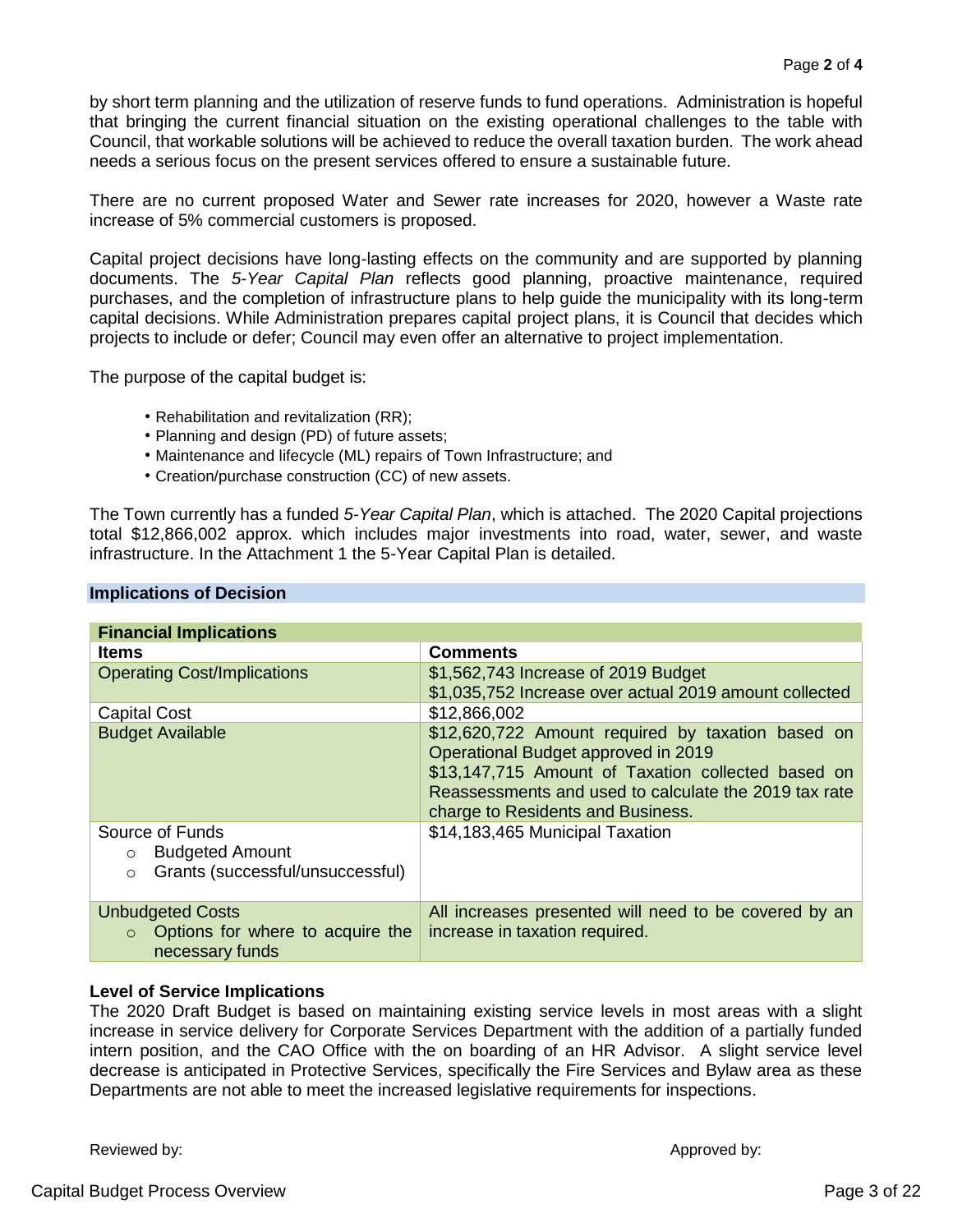by short term planning and the utilization of reserve funds to fund operations. Administration is hopeful that bringing the current financial situation on the existing operational challenges to the table with Council, that workable solutions will be achieved to reduce the overall taxation burden. The work ahead needs a serious focus on the present services offered to ensure a sustainable future.

There are no current proposed Water and Sewer rate increases for 2020, however a Waste rate increase of 5% commercial customers is proposed.

Capital project decisions have long-lasting effects on the community and are supported by planning documents. The *5-Year Capital Plan* reflects good planning, proactive maintenance, required purchases, and the completion of infrastructure plans to help guide the municipality with its long-term capital decisions. While Administration prepares capital project plans, it is Council that decides which projects to include or defer; Council may even offer an alternative to project implementation.

The purpose of the capital budget is:

- Rehabilitation and revitalization (RR);
- Planning and design (PD) of future assets;
- Maintenance and lifecycle (ML) repairs of Town Infrastructure; and
- Creation/purchase construction (CC) of new assets.

The Town currently has a funded *5-Year Capital Plan*, which is attached. The 2020 Capital projections total $12,866,002 approx. which includes major investments into road, water, sewer, and waste infrastructure. In the Attachment 1 the 5-Year Capital Plan is detailed.

## Implications of Decision

| Financial Implications | |
|---|---|
| **Items** | **Comments** |
| Operating Cost/Implications | $1,562,743 Increase of 2019 Budget<br>$1,035,752 Increase over actual 2019 amount collected |
| Capital Cost | $12,866,002 |
| Budget Available | $12,620,722 Amount required by taxation based on Operational Budget approved in 2019<br>$13,147,715 Amount of Taxation collected based on Reassessments and used to calculate the 2019 tax rate charge to Residents and Business. |
| Source of Funds<br>○ Budgeted Amount<br>○ Grants (successful/unsuccessful) | $14,183,465 Municipal Taxation |
| Unbudgeted Costs<br>○ Options for where to acquire the necessary funds | All increases presented will need to be covered by an increase in taxation required. |

### Level of Service Implications

The 2020 Draft Budget is based on maintaining existing service levels in most areas with a slight increase in service delivery for Corporate Services Department with the addition of a partially funded intern position, and the CAO Office with the on boarding of an HR Advisor. A slight service level decrease is anticipated in Protective Services, specifically the Fire Services and Bylaw area as these Departments are not able to meet the increased legislative requirements for inspections.

Reviewed by: Approved by: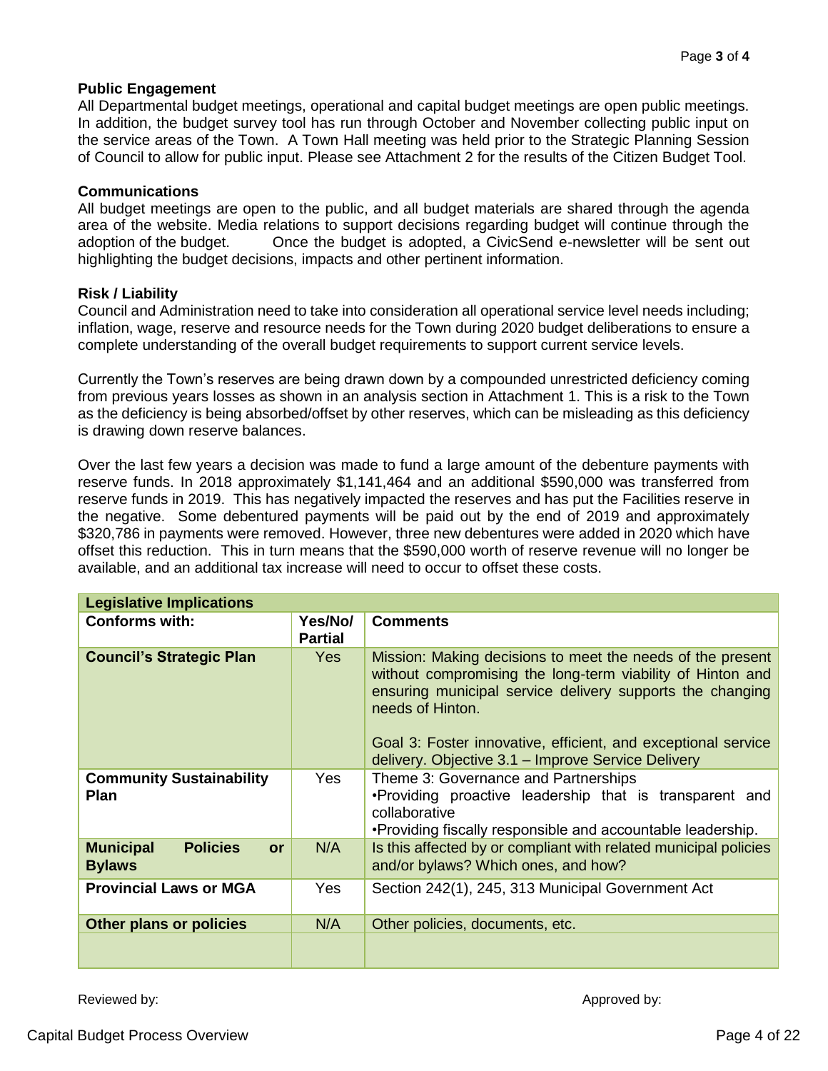**Public Engagement**

All Departmental budget meetings, operational and capital budget meetings are open public meetings. In addition, the budget survey tool has run through October and November collecting public input on the service areas of the Town. A Town Hall meeting was held prior to the Strategic Planning Session of Council to allow for public input. Please see Attachment 2 for the results of the Citizen Budget Tool.

**Communications**

All budget meetings are open to the public, and all budget materials are shared through the agenda area of the website. Media relations to support decisions regarding budget will continue through the adoption of the budget. Once the budget is adopted, a CivicSend e-newsletter will be sent out highlighting the budget decisions, impacts and other pertinent information.

**Risk / Liability**

Council and Administration need to take into consideration all operational service level needs including; inflation, wage, reserve and resource needs for the Town during 2020 budget deliberations to ensure a complete understanding of the overall budget requirements to support current service levels.

Currently the Town's reserves are being drawn down by a compounded unrestricted deficiency coming from previous years losses as shown in an analysis section in Attachment 1. This is a risk to the Town as the deficiency is being absorbed/offset by other reserves, which can be misleading as this deficiency is drawing down reserve balances.

Over the last few years a decision was made to fund a large amount of the debenture payments with reserve funds. In 2018 approximately $1,141,464 and an additional $590,000 was transferred from reserve funds in 2019. This has negatively impacted the reserves and has put the Facilities reserve in the negative. Some debentured payments will be paid out by the end of 2019 and approximately $320,786 in payments were removed. However, three new debentures were added in 2020 which have offset this reduction. This in turn means that the $590,000 worth of reserve revenue will no longer be available, and an additional tax increase will need to occur to offset these costs.

| **Legislative Implications** | | |
|---|---|---|
| **Conforms with:** | **Yes/No/ Partial** | **Comments** |
| **Council's Strategic Plan** | Yes | Mission: Making decisions to meet the needs of the present without compromising the long-term viability of Hinton and ensuring municipal service delivery supports the changing needs of Hinton.<br><br>Goal 3: Foster innovative, efficient, and exceptional service delivery. Objective 3.1 – Improve Service Delivery |
| **Community Sustainability Plan** | Yes | Theme 3: Governance and Partnerships<br>•Providing proactive leadership that is transparent and collaborative<br>•Providing fiscally responsible and accountable leadership. |
| **Municipal Policies or Bylaws** | N/A | Is this affected by or compliant with related municipal policies and/or bylaws? Which ones, and how? |
| **Provincial Laws or MGA** | Yes | Section 242(1), 245, 313 Municipal Government Act |
| **Other plans or policies** | N/A | Other policies, documents, etc. |
| | | |

Reviewed by: Approved by: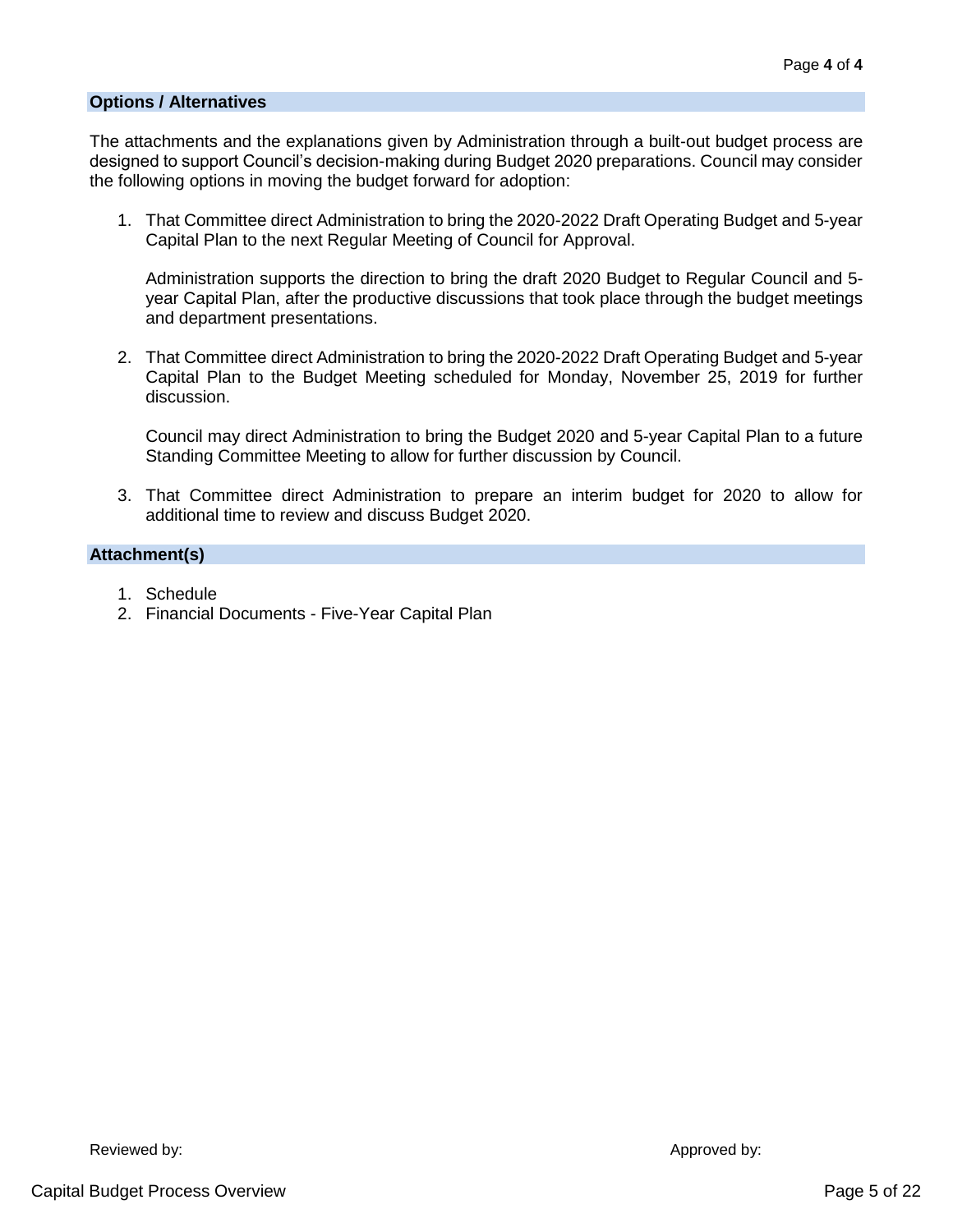## Options / Alternatives

The attachments and the explanations given by Administration through a built-out budget process are designed to support Council's decision-making during Budget 2020 preparations. Council may consider the following options in moving the budget forward for adoption:

1. That Committee direct Administration to bring the 2020-2022 Draft Operating Budget and 5-year Capital Plan to the next Regular Meeting of Council for Approval.

   Administration supports the direction to bring the draft 2020 Budget to Regular Council and 5-year Capital Plan, after the productive discussions that took place through the budget meetings and department presentations.

2. That Committee direct Administration to bring the 2020-2022 Draft Operating Budget and 5-year Capital Plan to the Budget Meeting scheduled for Monday, November 25, 2019 for further discussion.

   Council may direct Administration to bring the Budget 2020 and 5-year Capital Plan to a future Standing Committee Meeting to allow for further discussion by Council.

3. That Committee direct Administration to prepare an interim budget for 2020 to allow for additional time to review and discuss Budget 2020.

## Attachment(s)

1. Schedule
2. Financial Documents - Five-Year Capital Plan

Reviewed by: Approved by: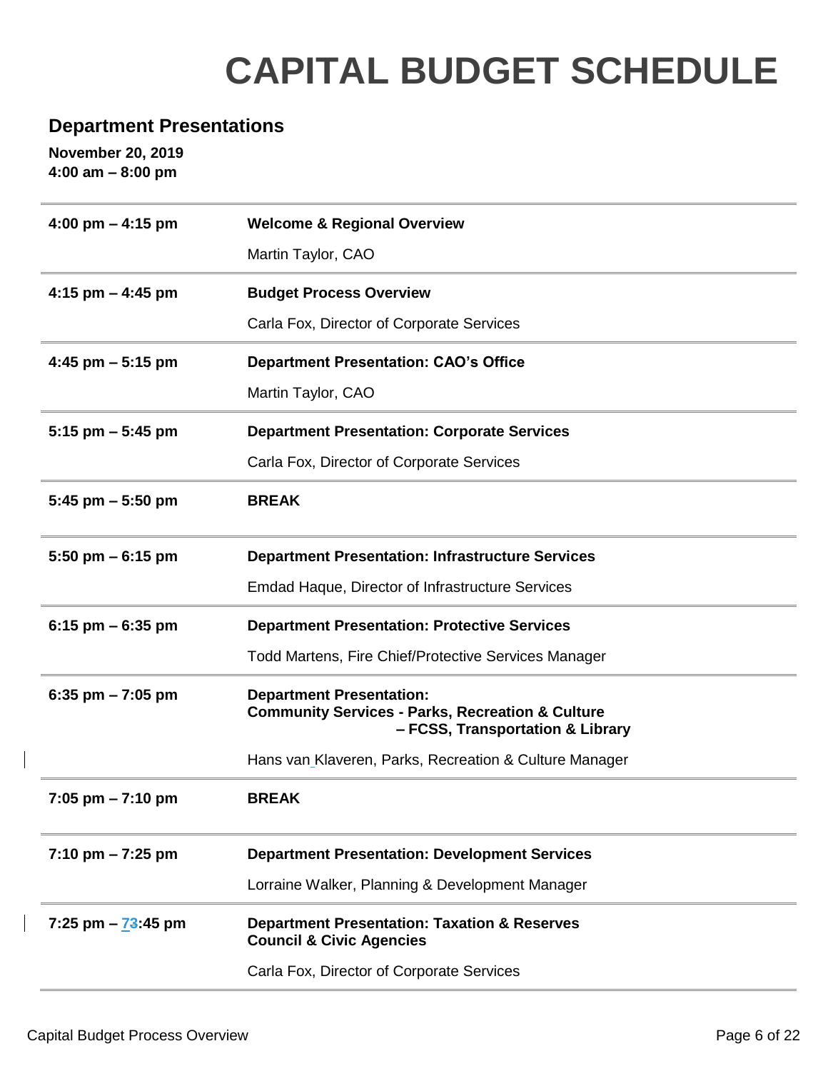# CAPITAL BUDGET SCHEDULE

## Department Presentations

**November 20, 2019**
**4:00 am – 8:00 pm**

| | |
|---|---|
| **4:00 pm – 4:15 pm** | **Welcome & Regional Overview**<br>Martin Taylor, CAO |
| **4:15 pm – 4:45 pm** | **Budget Process Overview**<br>Carla Fox, Director of Corporate Services |
| **4:45 pm – 5:15 pm** | **Department Presentation: CAO's Office**<br>Martin Taylor, CAO |
| **5:15 pm – 5:45 pm** | **Department Presentation: Corporate Services**<br>Carla Fox, Director of Corporate Services |
| **5:45 pm – 5:50 pm** | **BREAK** |
| **5:50 pm – 6:15 pm** | **Department Presentation: Infrastructure Services**<br>Emdad Haque, Director of Infrastructure Services |
| **6:15 pm – 6:35 pm** | **Department Presentation: Protective Services**<br>Todd Martens, Fire Chief/Protective Services Manager |
| **6:35 pm – 7:05 pm** | **Department Presentation:**<br>**Community Services - Parks, Recreation & Culture**<br>**– FCSS, Transportation & Library**<br>Hans van Klaveren, Parks, Recreation & Culture Manager |
| **7:05 pm – 7:10 pm** | **BREAK** |
| **7:10 pm – 7:25 pm** | **Department Presentation: Development Services**<br>Lorraine Walker, Planning & Development Manager |
| **7:25 pm – 73:45 pm** | **Department Presentation: Taxation & Reserves**<br>**Council & Civic Agencies**<br>Carla Fox, Director of Corporate Services |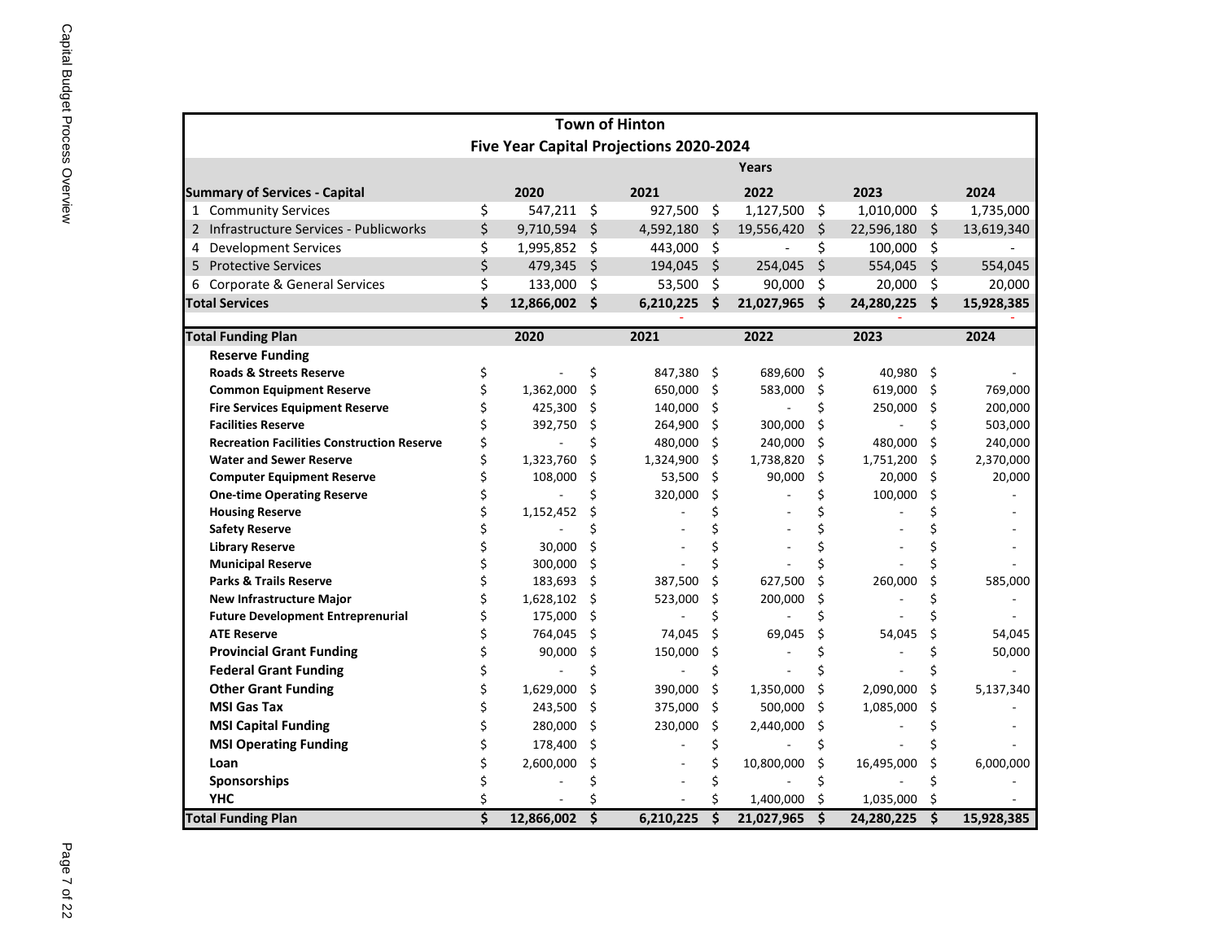# Town of Hinton

## Five Year Capital Projections 2020-2024

| Summary of Services - Capital | 2020 | 2021 | 2022 | 2023 | 2024 |
|---|---|---|---|---|---|
| 1 Community Services | $ 547,211 | $ 927,500 | $ 1,127,500 | $ 1,010,000 | $ 1,735,000 |
| 2 Infrastructure Services - Publicworks | $ 9,710,594 | $ 4,592,180 | $ 19,556,420 | $ 22,596,180 | $ 13,619,340 |
| 4 Development Services | $ 1,995,852 | $ 443,000 | $ - | $ 100,000 | $ - |
| 5 Protective Services | $ 479,345 | $ 194,045 | $ 254,045 | $ 554,045 | $ 554,045 |
| 6 Corporate & General Services | $ 133,000 | $ 53,500 | $ 90,000 | $ 20,000 | $ 20,000 |
| **Total Services** | **$ 12,866,002** | **$ 6,210,225** | **$ 21,027,965** | **$ 24,280,225** | **$ 15,928,385** |

| Total Funding Plan | 2020 | 2021 | 2022 | 2023 | 2024 |
|---|---|---|---|---|---|
| **Reserve Funding** | | | | | |
| **Roads & Streets Reserve** | $ - | $ 847,380 | $ 689,600 | $ 40,980 | $ - |
| **Common Equipment Reserve** | $ 1,362,000 | $ 650,000 | $ 583,000 | $ 619,000 | $ 769,000 |
| **Fire Services Equipment Reserve** | $ 425,300 | $ 140,000 | $ - | $ 250,000 | $ 200,000 |
| **Facilities Reserve** | $ 392,750 | $ 264,900 | $ 300,000 | $ - | $ 503,000 |
| **Recreation Facilities Construction Reserve** | $ - | $ 480,000 | $ 240,000 | $ 480,000 | $ 240,000 |
| **Water and Sewer Reserve** | $ 1,323,760 | $ 1,324,900 | $ 1,738,820 | $ 1,751,200 | $ 2,370,000 |
| **Computer Equipment Reserve** | $ 108,000 | $ 53,500 | $ 90,000 | $ 20,000 | $ 20,000 |
| **One-time Operating Reserve** | $ - | $ 320,000 | $ - | $ 100,000 | $ - |
| **Housing Reserve** | $ 1,152,452 | $ - | $ - | $ - | $ - |
| **Safety Reserve** | $ - | $ - | $ - | $ - | $ - |
| **Library Reserve** | $ 30,000 | $ - | $ - | $ - | $ - |
| **Municipal Reserve** | $ 300,000 | $ - | $ - | $ - | $ - |
| **Parks & Trails Reserve** | $ 183,693 | $ 387,500 | $ 627,500 | $ 260,000 | $ 585,000 |
| **New Infrastructure Major** | $ 1,628,102 | $ 523,000 | $ 200,000 | $ - | $ - |
| **Future Development Entreprenurial** | $ 175,000 | $ - | $ - | $ - | $ - |
| **ATE Reserve** | $ 764,045 | $ 74,045 | $ 69,045 | $ 54,045 | $ 54,045 |
| **Provincial Grant Funding** | $ 90,000 | $ 150,000 | $ - | $ - | $ 50,000 |
| **Federal Grant Funding** | $ - | $ - | $ - | $ - | $ - |
| **Other Grant Funding** | $ 1,629,000 | $ 390,000 | $ 1,350,000 | $ 2,090,000 | $ 5,137,340 |
| **MSI Gas Tax** | $ 243,500 | $ 375,000 | $ 500,000 | $ 1,085,000 | $ - |
| **MSI Capital Funding** | $ 280,000 | $ 230,000 | $ 2,440,000 | $ - | $ - |
| **MSI Operating Funding** | $ 178,400 | $ - | $ - | $ - | $ - |
| **Loan** | $ 2,600,000 | $ - | $ 10,800,000 | $ 16,495,000 | $ 6,000,000 |
| **Sponsorships** | $ - | $ - | $ - | $ - | $ - |
| **YHC** | $ - | $ - | $ 1,400,000 | $ 1,035,000 | $ - |
| **Total Funding Plan** | **$ 12,866,002** | **$ 6,210,225** | **$ 21,027,965** | **$ 24,280,225** | **$ 15,928,385** |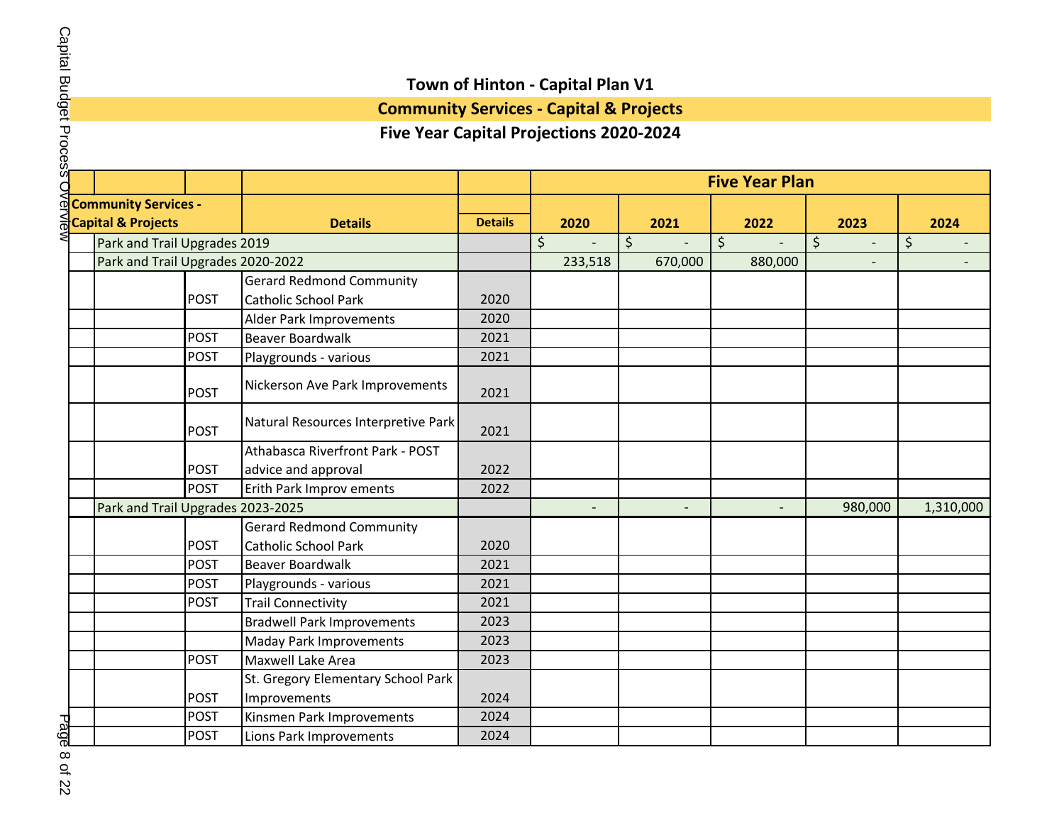# Town of Hinton - Capital Plan V1

## Community Services - Capital & Projects

### Five Year Capital Projections 2020-2024

| Community Services - Capital & Projects | | | Details | Details | Five Year Plan 2020 | 2021 | 2022 | 2023 | 2024 |
|---|---|---|---|---|---|---|---|---|---|
| | Park and Trail Upgrades 2019 | | | | $ - | $ - | $ - | $ - | $ - |
| | Park and Trail Upgrades 2020-2022 | | | | 233,518 | 670,000 | 880,000 | - | - |
| | | POST | Gerard Redmond Community Catholic School Park | 2020 | | | | | |
| | | | Alder Park Improvements | 2020 | | | | | |
| | | POST | Beaver Boardwalk | 2021 | | | | | |
| | | POST | Playgrounds - various | 2021 | | | | | |
| | | POST | Nickerson Ave Park Improvements | 2021 | | | | | |
| | | POST | Natural Resources Interpretive Park | 2021 | | | | | |
| | | POST | Athabasca Riverfront Park - POST advice and approval | 2022 | | | | | |
| | | POST | Erith Park Improv ements | 2022 | | | | | |
| | Park and Trail Upgrades 2023-2025 | | | | - | - | - | 980,000 | 1,310,000 |
| | | POST | Gerard Redmond Community Catholic School Park | 2020 | | | | | |
| | | POST | Beaver Boardwalk | 2021 | | | | | |
| | | POST | Playgrounds - various | 2021 | | | | | |
| | | POST | Trail Connectivity | 2021 | | | | | |
| | | | Bradwell Park Improvements | 2023 | | | | | |
| | | | Maday Park Improvements | 2023 | | | | | |
| | | POST | Maxwell Lake Area | 2023 | | | | | |
| | | POST | St. Gregory Elementary School Park Improvements | 2024 | | | | | |
| | | POST | Kinsmen Park Improvements | 2024 | | | | | |
| | | POST | Lions Park Improvements | 2024 | | | | | |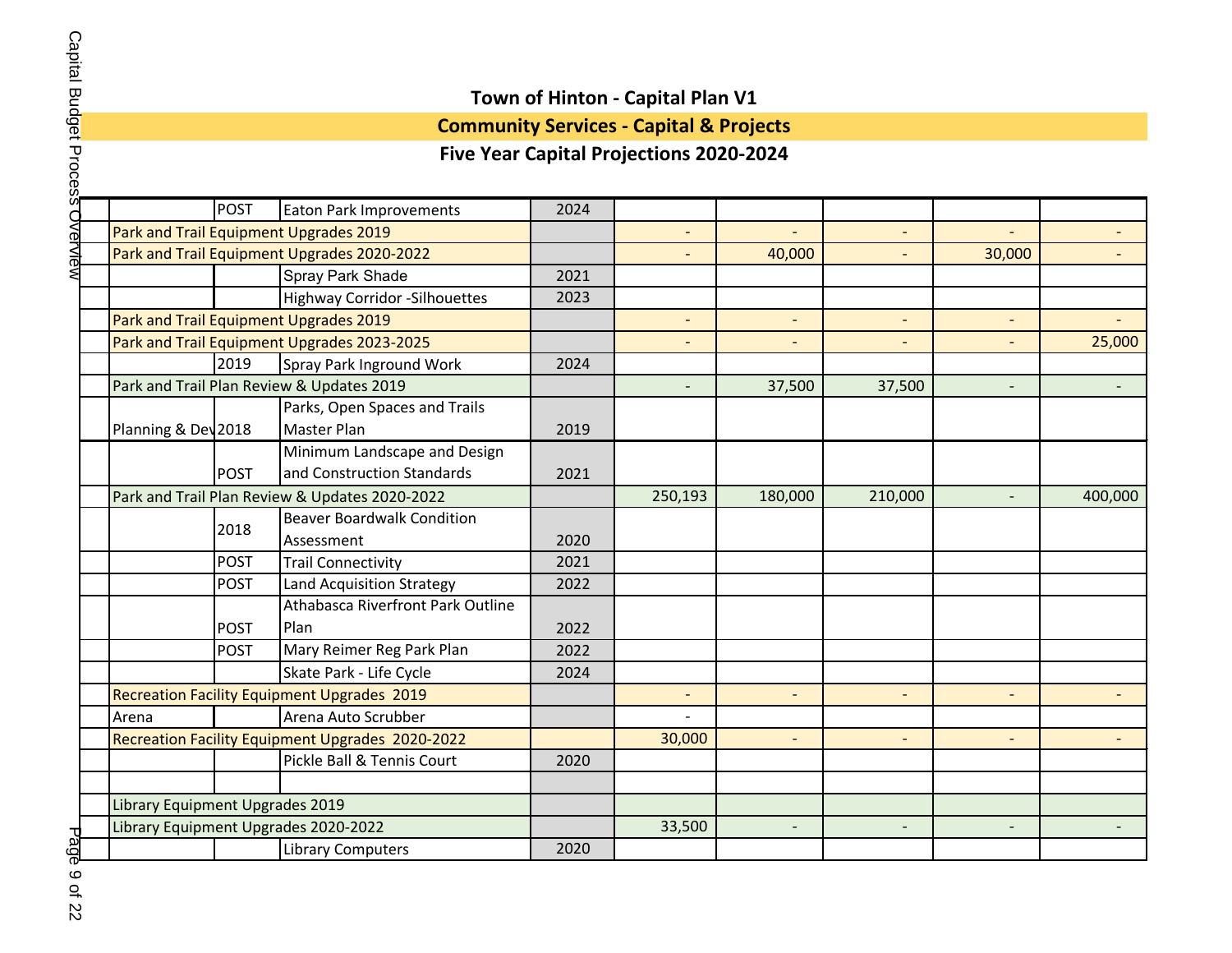# Town of Hinton - Capital Plan V1

## Community Services - Capital & Projects

### Five Year Capital Projections 2020-2024

| | | | | | | | | | |
|---|---|---|---|---|---|---|---|---|---|
| | | POST | Eaton Park Improvements | 2024 | | | | | |
| | Park and Trail Equipment Upgrades 2019 | | | | - | - | - | - | - |
| | Park and Trail Equipment Upgrades 2020-2022 | | | | - | 40,000 | - | 30,000 | - |
| | | | Spray Park Shade | 2021 | | | | | |
| | | | Highway Corridor -Silhouettes | 2023 | | | | | |
| | Park and Trail Equipment Upgrades 2019 | | | | - | - | - | - | - |
| | Park and Trail Equipment Upgrades 2023-2025 | | | | - | - | - | - | 25,000 |
| | | 2019 | Spray Park Inground Work | 2024 | | | | | |
| | Park and Trail Plan Review & Updates 2019 | | | | - | 37,500 | 37,500 | - | - |
| | Planning & Dev | 2018 | Parks, Open Spaces and Trails Master Plan | 2019 | | | | | |
| | | POST | Minimum Landscape and Design and Construction Standards | 2021 | | | | | |
| | Park and Trail Plan Review & Updates 2020-2022 | | | | 250,193 | 180,000 | 210,000 | - | 400,000 |
| | | 2018 | Beaver Boardwalk Condition Assessment | 2020 | | | | | |
| | | POST | Trail Connectivity | 2021 | | | | | |
| | | POST | Land Acquisition Strategy | 2022 | | | | | |
| | | POST | Athabasca Riverfront Park Outline Plan | 2022 | | | | | |
| | | POST | Mary Reimer Reg Park Plan | 2022 | | | | | |
| | | | Skate Park - Life Cycle | 2024 | | | | | |
| | Recreation Facility Equipment Upgrades 2019 | | | | - | - | - | - | - |
| | Arena | | Arena Auto Scrubber | | - | | | | |
| | Recreation Facility Equipment Upgrades 2020-2022 | | | | 30,000 | - | - | - | - |
| | | | Pickle Ball & Tennis Court | 2020 | | | | | |
| | | | | | | | | | |
| | Library Equipment Upgrades 2019 | | | | | | | | |
| | Library Equipment Upgrades 2020-2022 | | | | 33,500 | - | - | - | - |
| | | | Library Computers | 2020 | | | | | |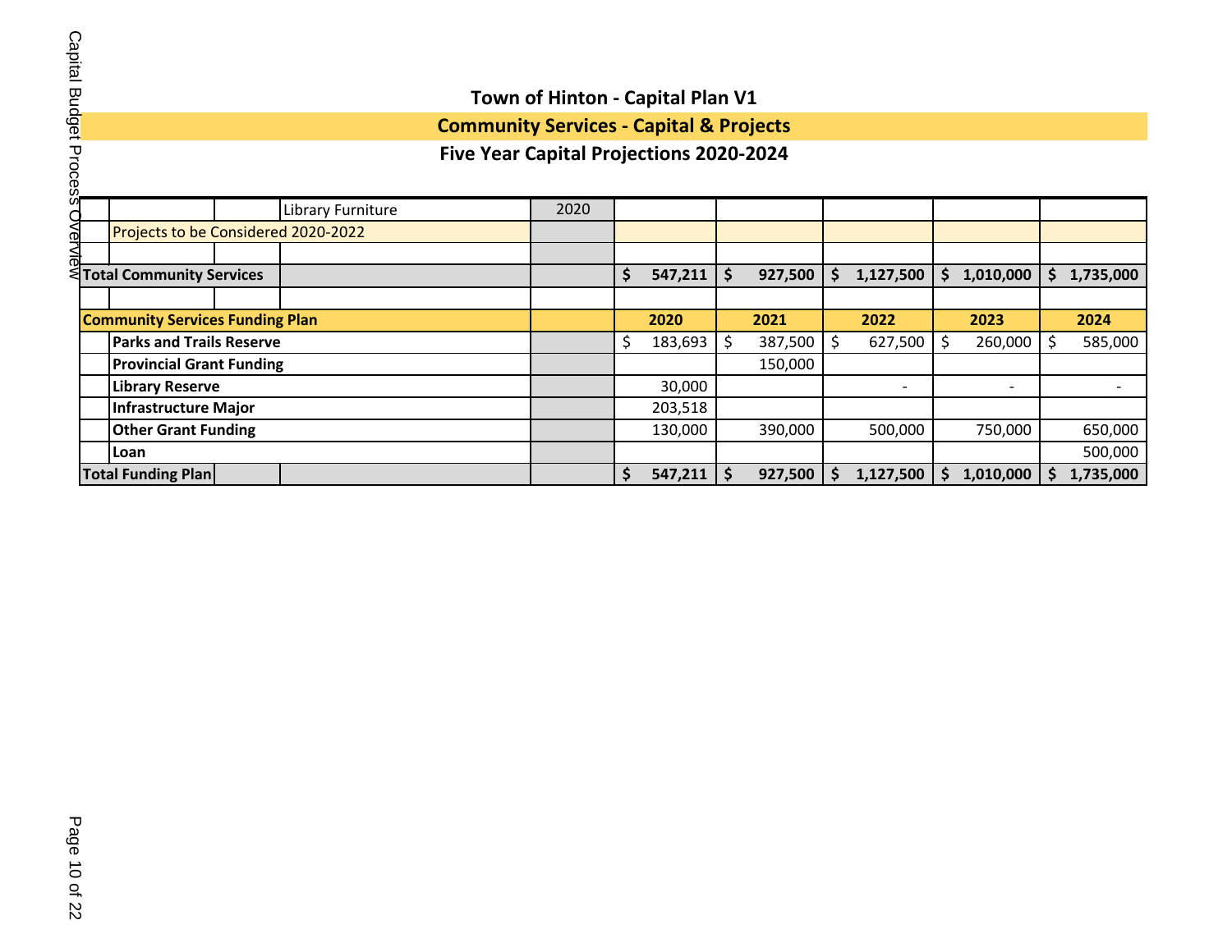# Town of Hinton - Capital Plan V1

## Community Services - Capital & Projects

### Five Year Capital Projections 2020-2024

| | | | | 2020 | 2021 | 2022 | 2023 | 2024 |
|---|---|---|---|---|---|---|---|---|
| | | Library Furniture | 2020 | | | | | |
| | Projects to be Considered 2020-2022 | | | | | | | |
| | | | | | | | | |
| **Total Community Services** | | | | **$ 547,211** | **$ 927,500** | **$ 1,127,500** | **$ 1,010,000** | **$ 1,735,000** |
| | | | | | | | | |
| **Community Services Funding Plan** | | | | **2020** | **2021** | **2022** | **2023** | **2024** |
| | **Parks and Trails Reserve** | | | $ 183,693 | $ 387,500 | $ 627,500 | $ 260,000 | $ 585,000 |
| | **Provincial Grant Funding** | | | | 150,000 | | | |
| | **Library Reserve** | | | 30,000 | | - | - | - |
| | **Infrastructure Major** | | | 203,518 | | | | |
| | **Other Grant Funding** | | | 130,000 | 390,000 | 500,000 | 750,000 | 650,000 |
| | **Loan** | | | | | | | 500,000 |
| **Total Funding Plan** | | | | **$ 547,211** | **$ 927,500** | **$ 1,127,500** | **$ 1,010,000** | **$ 1,735,000** |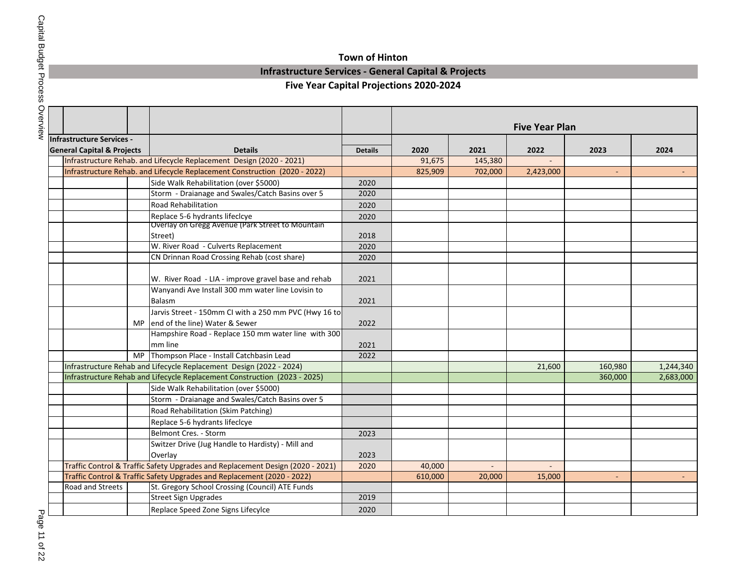# Town of Hinton

## Infrastructure Services - General Capital & Projects

### Five Year Capital Projections 2020-2024

| | | | | | Five Year Plan | | | | |
|---|---|---|---|---|---|---|---|---|---|
| Infrastructure Services - General Capital & Projects | | | Details | Details | 2020 | 2021 | 2022 | 2023 | 2024 |
| | Infrastructure Rehab. and Lifecycle Replacement Design (2020 - 2021) | | | | 91,675 | 145,380 | - | | |
| | Infrastructure Rehab. and Lifecycle Replacement Construction (2020 - 2022) | | | | 825,909 | 702,000 | 2,423,000 | - | - |
| | | | Side Walk Rehabilitation (over $5000) | 2020 | | | | | |
| | | | Storm - Draianage and Swales/Catch Basins over 5 | 2020 | | | | | |
| | | | Road Rehabilitation | 2020 | | | | | |
| | | | Replace 5-6 hydrants lifeclcye | 2020 | | | | | |
| | | | Overlay on Gregg Avenue (Park Street to Mountain Street) | 2018 | | | | | |
| | | | W. River Road - Culverts Replacement | 2020 | | | | | |
| | | | CN Drinnan Road Crossing Rehab (cost share) | 2020 | | | | | |
| | | | W. River Road - LIA - improve gravel base and rehab | 2021 | | | | | |
| | | | Wanyandi Ave Install 300 mm water line Lovisin to Balasm | 2021 | | | | | |
| | | MP | Jarvis Street - 150mm CI with a 250 mm PVC (Hwy 16 to end of the line) Water & Sewer | 2022 | | | | | |
| | | | Hampshire Road - Replace 150 mm water line with 300 mm line | 2021 | | | | | |
| | | MP | Thompson Place - Install Catchbasin Lead | 2022 | | | | | |
| | Infrastructure Rehab and Lifecycle Replacement Design (2022 - 2024) | | | | | | 21,600 | 160,980 | 1,244,340 |
| | Infrastructure Rehab and Lifecycle Replacement Construction (2023 - 2025) | | | | | | | 360,000 | 2,683,000 |
| | | | Side Walk Rehabilitation (over $5000) | | | | | | |
| | | | Storm - Draianage and Swales/Catch Basins over 5 | | | | | | |
| | | | Road Rehabilitation (Skim Patching) | | | | | | |
| | | | Replace 5-6 hydrants lifeclcye | | | | | | |
| | | | Belmont Cres. - Storm | 2023 | | | | | |
| | | | Switzer Drive (Jug Handle to Hardisty) - Mill and Overlay | 2023 | | | | | |
| | Traffic Control & Traffic Safety Upgrades and Replacement Design (2020 - 2021) | | | 2020 | 40,000 | - | - | | |
| | Traffic Control & Traffic Safety Upgrades and Replacement (2020 - 2022) | | | | 610,000 | 20,000 | 15,000 | - | - |
| | Road and Streets | | St. Gregory School Crossing (Council) ATE Funds | | | | | | |
| | | | Street Sign Upgrades | 2019 | | | | | |
| | | | Replace Speed Zone Signs Lifecylce | 2020 | | | | | |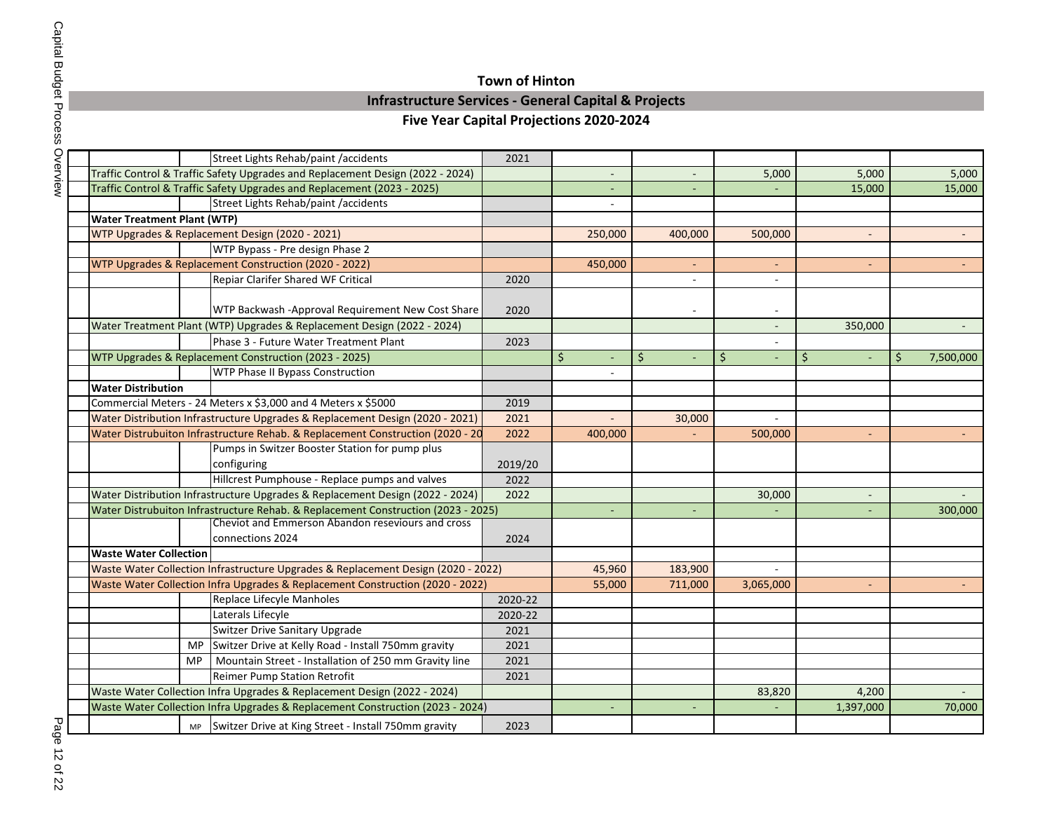# Town of Hinton

## Infrastructure Services - General Capital & Projects

### Five Year Capital Projections 2020-2024

| | | | | Year | | | | | |
|---|---|---|---|---|---|---|---|---|---|
| | | | Street Lights Rehab/paint /accidents | 2021 | | | | | |
| Traffic Control & Traffic Safety Upgrades and Replacement Design (2022 - 2024) | | | | | - | - | 5,000 | 5,000 | 5,000 |
| Traffic Control & Traffic Safety Upgrades and Replacement (2023 - 2025) | | | | | - | - | - | 15,000 | 15,000 |
| | | | Street Lights Rehab/paint /accidents | | - | | | | |
| **Water Treatment Plant (WTP)** | | | | | | | | | |
| WTP Upgrades & Replacement Design (2020 - 2021) | | | | | 250,000 | 400,000 | 500,000 | - | - |
| | | | WTP Bypass - Pre design Phase 2 | | | | | | |
| WTP Upgrades & Replacement Construction (2020 - 2022) | | | | | 450,000 | - | - | - | - |
| | | | Repiar Clarifer Shared WF Critical | 2020 | | - | - | | |
| | | | WTP Backwash -Approval Requirement New Cost Share | 2020 | | - | - | | |
| Water Treatment Plant (WTP) Upgrades & Replacement Design (2022 - 2024) | | | | | | | - | 350,000 | - |
| | | | Phase 3 - Future Water Treatment Plant | 2023 | | | - | | |
| WTP Upgrades & Replacement Construction (2023 - 2025) | | | | | $ - | $ - | $ - | $ - | $ 7,500,000 |
| | | | WTP Phase II Bypass Construction | | - | | | | |
| **Water Distribution** | | | | | | | | | |
| Commercial Meters - 24 Meters x $3,000 and 4 Meters x $5000 | | | | 2019 | | | | | |
| Water Distribution Infrastructure Upgrades & Replacement Design (2020 - 2021) | | | | 2021 | - | 30,000 | - | | |
| Water Distrubuiton Infrastructure Rehab. & Replacement Construction (2020 - 20 | | | | 2022 | 400,000 | - | 500,000 | - | - |
| | | | Pumps in Switzer Booster Station for pump plus configuring | 2019/20 | | | | | |
| | | | Hillcrest Pumphouse - Replace pumps and valves | 2022 | | | | | |
| Water Distribution Infrastructure Upgrades & Replacement Design (2022 - 2024) | | | | 2022 | | | 30,000 | - | - |
| Water Distrubuiton Infrastructure Rehab. & Replacement Construction (2023 - 2025) | | | | | - | - | - | - | 300,000 |
| | | | Cheviot and Emmerson Abandon reseviours and cross connections 2024 | 2024 | | | | | |
| **Waste Water Collection** | | | | | | | | | |
| Waste Water Collection Infrastructure Upgrades & Replacement Design (2020 - 2022) | | | | | 45,960 | 183,900 | - | | |
| Waste Water Collection Infra Upgrades & Replacement Construction (2020 - 2022) | | | | | 55,000 | 711,000 | 3,065,000 | - | - |
| | | | Replace Lifecyle Manholes | 2020-22 | | | | | |
| | | | Laterals Lifecyle | 2020-22 | | | | | |
| | | | Switzer Drive Sanitary Upgrade | 2021 | | | | | |
| | | MP | Switzer Drive at Kelly Road - Install 750mm gravity | 2021 | | | | | |
| | | MP | Mountain Street - Installation of 250 mm Gravity line | 2021 | | | | | |
| | | | Reimer Pump Station Retrofit | 2021 | | | | | |
| Waste Water Collection Infra Upgrades & Replacement Design (2022 - 2024) | | | | | | | 83,820 | 4,200 | - |
| Waste Water Collection Infra Upgrades & Replacement Construction (2023 - 2024) | | | | | - | - | - | 1,397,000 | 70,000 |
| | | MP | Switzer Drive at King Street - Install 750mm gravity | 2023 | | | | | |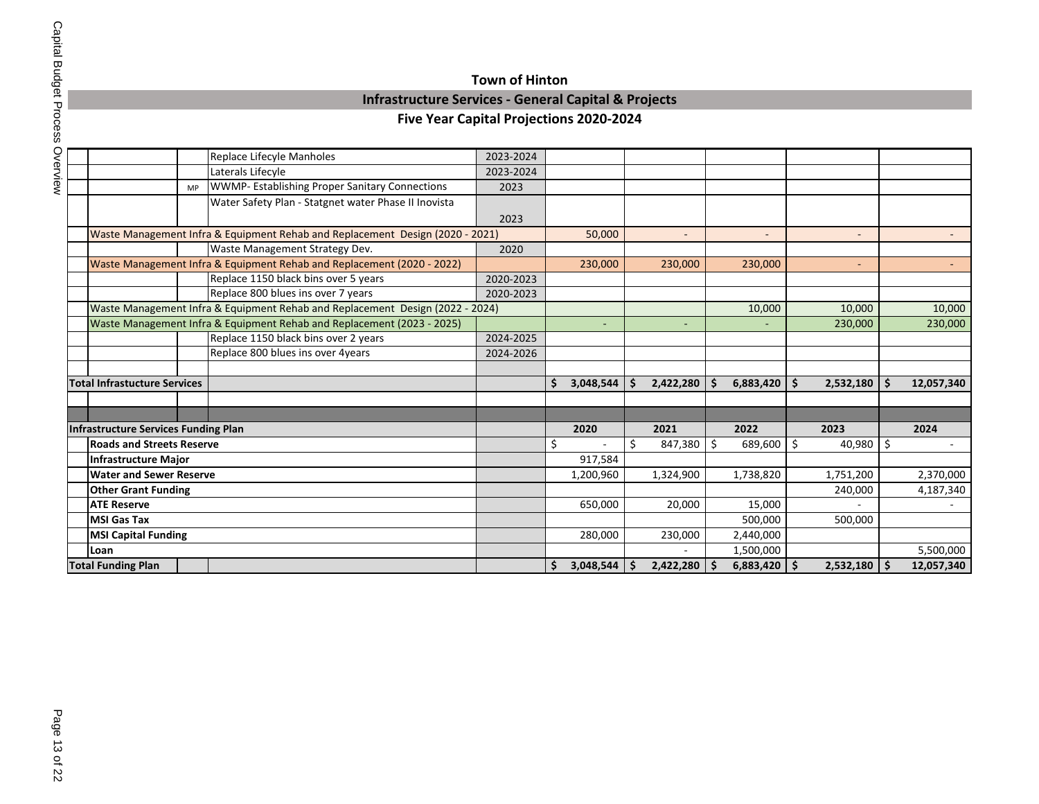# Town of Hinton

## Infrastructure Services - General Capital & Projects

### Five Year Capital Projections 2020-2024

| | | | Project | Year | 2020 | 2021 | 2022 | 2023 | 2024 |
|---|---|---|---|---|---|---|---|---|---|
| | | | Replace Lifecyle Manholes | 2023-2024 | | | | | |
| | | | Laterals Lifecyle | 2023-2024 | | | | | |
| | | MP | WWMP- Establishing Proper Sanitary Connections | 2023 | | | | | |
| | | | Water Safety Plan - Statgnet water Phase II Inovista | 2023 | | | | | |
| | Waste Management Infra & Equipment Rehab and Replacement Design (2020 - 2021) | | | | 50,000 | - | - | - | - |
| | | | Waste Management Strategy Dev. | 2020 | | | | | |
| | Waste Management Infra & Equipment Rehab and Replacement (2020 - 2022) | | | | 230,000 | 230,000 | 230,000 | - | - |
| | | | Replace 1150 black bins over 5 years | 2020-2023 | | | | | |
| | | | Replace 800 blues ins over 7 years | 2020-2023 | | | | | |
| | Waste Management Infra & Equipment Rehab and Replacement Design (2022 - 2024) | | | | | | 10,000 | 10,000 | 10,000 |
| | Waste Management Infra & Equipment Rehab and Replacement (2023 - 2025) | | | | - | - | - | 230,000 | 230,000 |
| | | | Replace 1150 black bins over 2 years | 2024-2025 | | | | | |
| | | | Replace 800 blues ins over 4years | 2024-2026 | | | | | |
| | | | | | | | | | |
| **Total Infrastucture Services** | | | | | **$ 3,048,544** | **$ 2,422,280** | **$ 6,883,420** | **$ 2,532,180** | **$ 12,057,340** |

| Infrastructure Services Funding Plan | | 2020 | 2021 | 2022 | 2023 | 2024 |
|---|---|---|---|---|---|---|
| **Roads and Streets Reserve** | | $ - | $ 847,380 | $ 689,600 | $ 40,980 | $ - |
| **Infrastructure Major** | | 917,584 | | | | |
| **Water and Sewer Reserve** | | 1,200,960 | 1,324,900 | 1,738,820 | 1,751,200 | 2,370,000 |
| **Other Grant Funding** | | | | | 240,000 | 4,187,340 |
| **ATE Reserve** | | 650,000 | 20,000 | 15,000 | - | - |
| **MSI Gas Tax** | | | | 500,000 | 500,000 | |
| **MSI Capital Funding** | | 280,000 | 230,000 | 2,440,000 | | |
| **Loan** | | | - | 1,500,000 | | 5,500,000 |
| **Total Funding Plan** | | **$ 3,048,544** | **$ 2,422,280** | **$ 6,883,420** | **$ 2,532,180** | **$ 12,057,340** |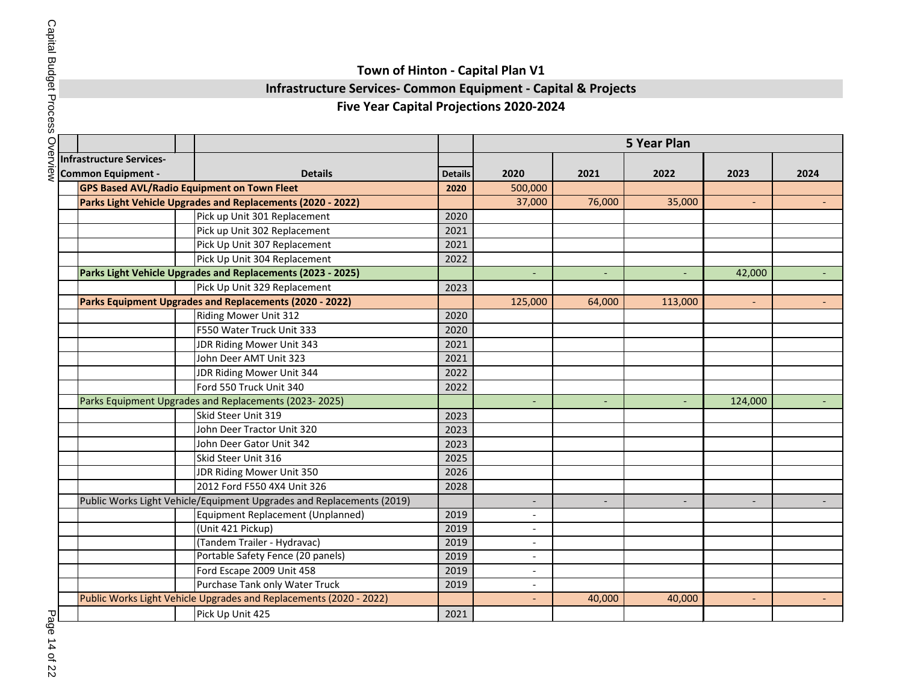# Town of Hinton - Capital Plan V1

## Infrastructure Services- Common Equipment - Capital & Projects

### Five Year Capital Projections 2020-2024

| Infrastructure Services- Common Equipment - | Details | Details | 2020 | 2021 | 2022 | 2023 | 2024 |
|---|---|---|---|---|---|---|---|
| | | | 5 Year Plan | | | | |
| **GPS Based AVL/Radio Equipment on Town Fleet** | | **2020** | 500,000 | | | | |
| **Parks Light Vehicle Upgrades and Replacements (2020 - 2022)** | | | 37,000 | 76,000 | 35,000 | - | - |
| | Pick up Unit 301 Replacement | 2020 | | | | | |
| | Pick up Unit 302 Replacement | 2021 | | | | | |
| | Pick Up Unit 307 Replacement | 2021 | | | | | |
| | Pick Up Unit 304 Replacement | 2022 | | | | | |
| **Parks Light Vehicle Upgrades and Replacements (2023 - 2025)** | | | - | - | - | 42,000 | - |
| | Pick Up Unit 329 Replacement | 2023 | | | | | |
| **Parks Equipment Upgrades and Replacements (2020 - 2022)** | | | 125,000 | 64,000 | 113,000 | - | - |
| | Riding Mower Unit 312 | 2020 | | | | | |
| | F550 Water Truck Unit 333 | 2020 | | | | | |
| | JDR Riding Mower Unit 343 | 2021 | | | | | |
| | John Deer AMT Unit 323 | 2021 | | | | | |
| | JDR Riding Mower Unit 344 | 2022 | | | | | |
| | Ford 550 Truck Unit 340 | 2022 | | | | | |
| Parks Equipment Upgrades and Replacements (2023- 2025) | | | - | - | - | 124,000 | - |
| | Skid Steer Unit 319 | 2023 | | | | | |
| | John Deer Tractor Unit 320 | 2023 | | | | | |
| | John Deer Gator Unit 342 | 2023 | | | | | |
| | Skid Steer Unit 316 | 2025 | | | | | |
| | JDR Riding Mower Unit 350 | 2026 | | | | | |
| | 2012 Ford F550 4X4 Unit 326 | 2028 | | | | | |
| Public Works Light Vehicle/Equipment Upgrades and Replacements (2019) | | | - | - | - | - | - |
| | Equipment Replacement (Unplanned) | 2019 | - | | | | |
| | (Unit 421 Pickup) | 2019 | - | | | | |
| | (Tandem Trailer - Hydravac) | 2019 | - | | | | |
| | Portable Safety Fence (20 panels) | 2019 | - | | | | |
| | Ford Escape 2009 Unit 458 | 2019 | - | | | | |
| | Purchase Tank only Water Truck | 2019 | - | | | | |
| Public Works Light Vehicle Upgrades and Replacements (2020 - 2022) | | | - | 40,000 | 40,000 | - | - |
| | Pick Up Unit 425 | 2021 | | | | | |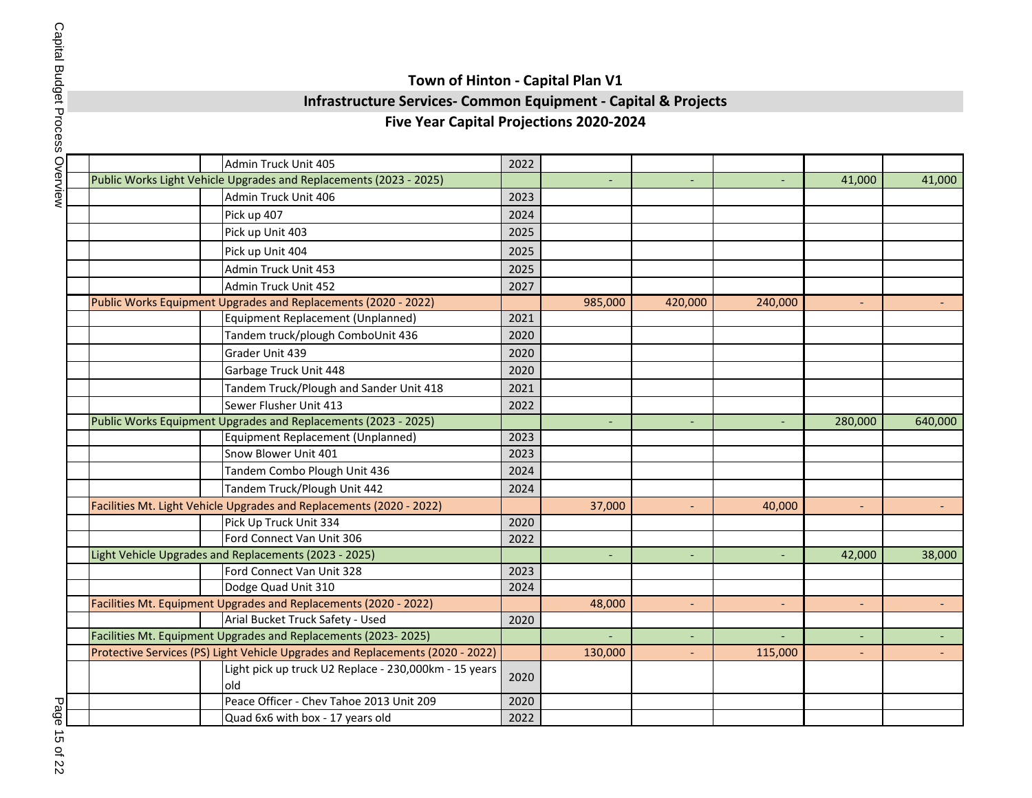**Town of Hinton - Capital Plan V1**

**Infrastructure Services- Common Equipment - Capital & Projects**

**Five Year Capital Projections 2020-2024**

| | | | | | | | | |
|---|---|---|---|---|---|---|---|---|
| | | Admin Truck Unit 405 | 2022 | | | | | |
| Public Works Light Vehicle Upgrades and Replacements (2023 - 2025) | | | | - | - | - | 41,000 | 41,000 |
| | | Admin Truck Unit 406 | 2023 | | | | | |
| | | Pick up 407 | 2024 | | | | | |
| | | Pick up Unit 403 | 2025 | | | | | |
| | | Pick up Unit 404 | 2025 | | | | | |
| | | Admin Truck Unit 453 | 2025 | | | | | |
| | | Admin Truck Unit 452 | 2027 | | | | | |
| Public Works Equipment Upgrades and Replacements (2020 - 2022) | | | | 985,000 | 420,000 | 240,000 | - | - |
| | | Equipment Replacement (Unplanned) | 2021 | | | | | |
| | | Tandem truck/plough ComboUnit 436 | 2020 | | | | | |
| | | Grader Unit 439 | 2020 | | | | | |
| | | Garbage Truck Unit 448 | 2020 | | | | | |
| | | Tandem Truck/Plough and Sander Unit 418 | 2021 | | | | | |
| | | Sewer Flusher Unit 413 | 2022 | | | | | |
| Public Works Equipment Upgrades and Replacements (2023 - 2025) | | | | - | - | - | 280,000 | 640,000 |
| | | Equipment Replacement (Unplanned) | 2023 | | | | | |
| | | Snow Blower Unit 401 | 2023 | | | | | |
| | | Tandem Combo Plough Unit 436 | 2024 | | | | | |
| | | Tandem Truck/Plough Unit 442 | 2024 | | | | | |
| Facilities Mt. Light Vehicle Upgrades and Replacements (2020 - 2022) | | | | 37,000 | - | 40,000 | - | - |
| | | Pick Up Truck Unit 334 | 2020 | | | | | |
| | | Ford Connect Van Unit 306 | 2022 | | | | | |
| Light Vehicle Upgrades and Replacements (2023 - 2025) | | | | - | - | - | 42,000 | 38,000 |
| | | Ford Connect Van Unit 328 | 2023 | | | | | |
| | | Dodge Quad Unit 310 | 2024 | | | | | |
| Facilities Mt. Equipment Upgrades and Replacements (2020 - 2022) | | | | 48,000 | - | - | - | - |
| | | Arial Bucket Truck Safety - Used | 2020 | | | | | |
| Facilities Mt. Equipment Upgrades and Replacements (2023- 2025) | | | | - | - | - | - | - |
| Protective Services (PS) Light Vehicle Upgrades and Replacements (2020 - 2022) | | | | 130,000 | - | 115,000 | - | - |
| | | Light pick up truck U2 Replace - 230,000km - 15 years old | 2020 | | | | | |
| | | Peace Officer - Chev Tahoe 2013 Unit 209 | 2020 | | | | | |
| | | Quad 6x6 with box - 17 years old | 2022 | | | | | |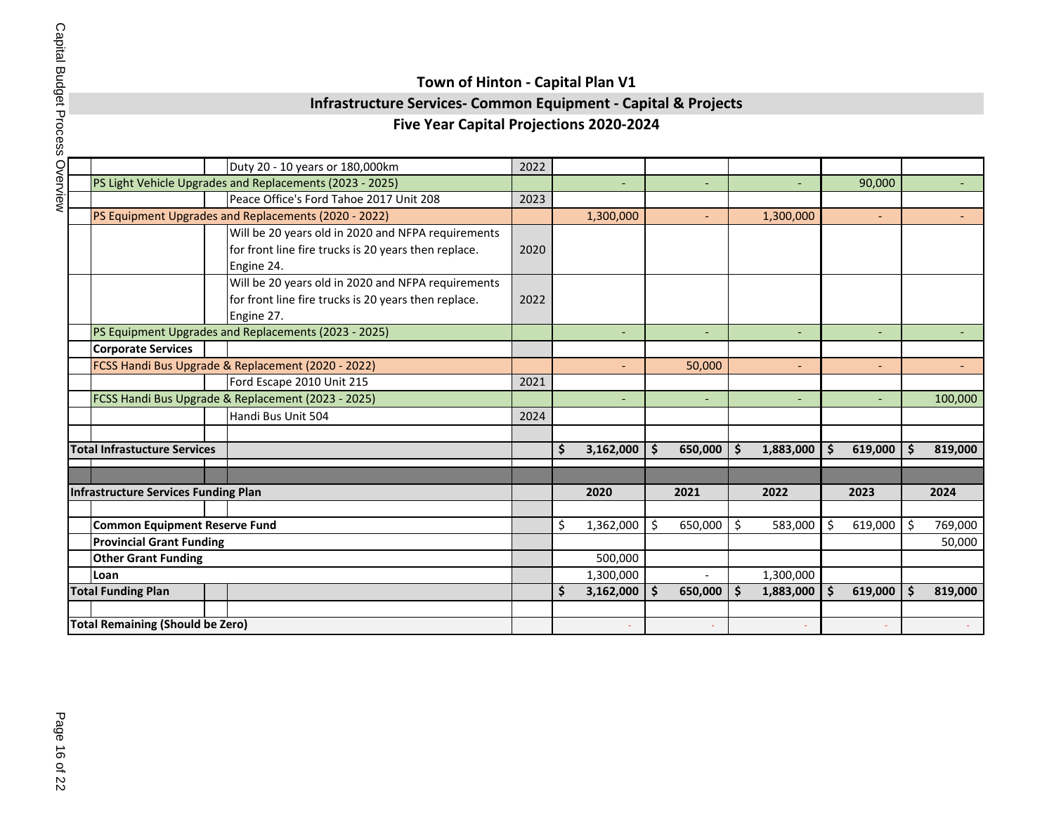# Town of Hinton - Capital Plan V1

## Infrastructure Services- Common Equipment - Capital & Projects

### Five Year Capital Projections 2020-2024

| | | | Year | 2020 | 2021 | 2022 | 2023 | 2024 |
|---|---|---|---|---|---|---|---|---|
| | | Duty 20 - 10 years or 180,000km | 2022 | | | | | |
| | PS Light Vehicle Upgrades and Replacements (2023 - 2025) | | | - | - | - | 90,000 | - |
| | | Peace Office's Ford Tahoe 2017 Unit 208 | 2023 | | | | | |
| | PS Equipment Upgrades and Replacements (2020 - 2022) | | | 1,300,000 | - | 1,300,000 | - | - |
| | | Will be 20 years old in 2020 and NFPA requirements for front line fire trucks is 20 years then replace. Engine 24. | 2020 | | | | | |
| | | Will be 20 years old in 2020 and NFPA requirements for front line fire trucks is 20 years then replace. Engine 27. | 2022 | | | | | |
| | PS Equipment Upgrades and Replacements (2023 - 2025) | | | - | - | - | - | - |
| | **Corporate Services** | | | | | | | |
| | FCSS Handi Bus Upgrade & Replacement (2020 - 2022) | | | - | 50,000 | - | - | - |
| | | Ford Escape 2010 Unit 215 | 2021 | | | | | |
| | FCSS Handi Bus Upgrade & Replacement (2023 - 2025) | | | - | - | - | - | 100,000 |
| | | Handi Bus Unit 504 | 2024 | | | | | |
| **Total Infrastucture Services** | | | | **$ 3,162,000** | **$ 650,000** | **$ 1,883,000** | **$ 619,000** | **$ 819,000** |
| **Infrastructure Services Funding Plan** | | | | **2020** | **2021** | **2022** | **2023** | **2024** |
| | **Common Equipment Reserve Fund** | | | $ 1,362,000 | $ 650,000 | $ 583,000 | $ 619,000 | $ 769,000 |
| | **Provincial Grant Funding** | | | | | | | 50,000 |
| | **Other Grant Funding** | | | 500,000 | | | | |
| | **Loan** | | | 1,300,000 | - | 1,300,000 | | |
| **Total Funding Plan** | | | | **$ 3,162,000** | **$ 650,000** | **$ 1,883,000** | **$ 619,000** | **$ 819,000** |
| **Total Remaining (Should be Zero)** | | | | - | - | - | - | - |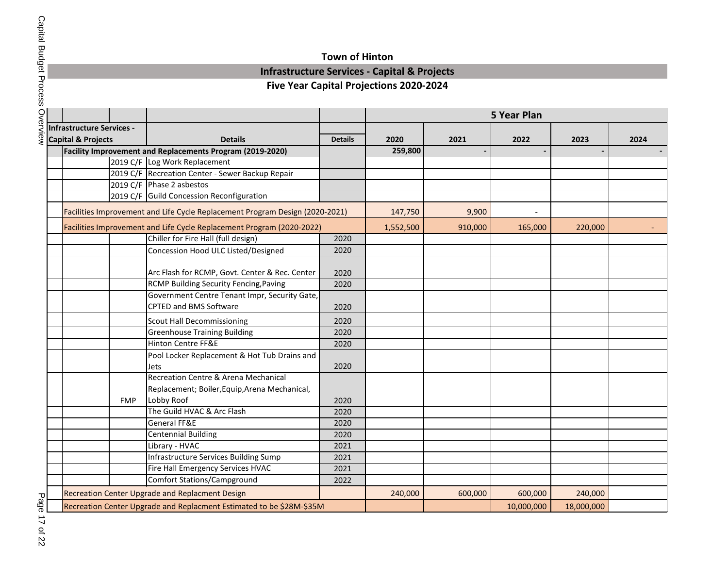# Town of Hinton

## Infrastructure Services - Capital & Projects

### Five Year Capital Projections 2020-2024

| Infrastructure Services - Capital & Projects | | Details | Details | 2020 | 2021 | 2022 | 2023 | 2024 |
|---|---|---|---|---|---|---|---|---|
| | | | | **5 Year Plan** | | | | |
| **Facility Improvement and Replacements Program (2019-2020)** | | | | **259,800** | **-** | **-** | **-** | **-** |
| | 2019 C/F | Log Work Replacement | | | | | | |
| | 2019 C/F | Recreation Center - Sewer Backup Repair | | | | | | |
| | 2019 C/F | Phase 2 asbestos | | | | | | |
| | 2019 C/F | Guild Concession Reconfiguration | | | | | | |
| Facilities Improvement and Life Cycle Replacement Program Design (2020-2021) | | | | 147,750 | 9,900 | - | | |
| Facilities Improvement and Life Cycle Replacement Program (2020-2022) | | | | 1,552,500 | 910,000 | 165,000 | 220,000 | - |
| | | Chiller for Fire Hall (full design) | 2020 | | | | | |
| | | Concession Hood ULC Listed/Designed | 2020 | | | | | |
| | | Arc Flash for RCMP, Govt. Center & Rec. Center | 2020 | | | | | |
| | | RCMP Building Security Fencing,Paving | 2020 | | | | | |
| | | Government Centre Tenant Impr, Security Gate, CPTED and BMS Software | 2020 | | | | | |
| | | Scout Hall Decommissioning | 2020 | | | | | |
| | | Greenhouse Training Building | 2020 | | | | | |
| | | Hinton Centre FF&E | 2020 | | | | | |
| | | Pool Locker Replacement & Hot Tub Drains and Jets | 2020 | | | | | |
| | FMP | Recreation Centre & Arena Mechanical Replacement; Boiler,Equip,Arena Mechanical, Lobby Roof | 2020 | | | | | |
| | | The Guild HVAC & Arc Flash | 2020 | | | | | |
| | | General FF&E | 2020 | | | | | |
| | | Centennial Building | 2020 | | | | | |
| | | Library - HVAC | 2021 | | | | | |
| | | Infrastructure Services Building Sump | 2021 | | | | | |
| | | Fire Hall Emergency Services HVAC | 2021 | | | | | |
| | | Comfort Stations/Campground | 2022 | | | | | |
| Recreation Center Upgrade and Replacment Design | | | | 240,000 | 600,000 | 600,000 | 240,000 | |
| Recreation Center Upgrade and Replacment Estimated to be $28M-$35M | | | | | | 10,000,000 | 18,000,000 | |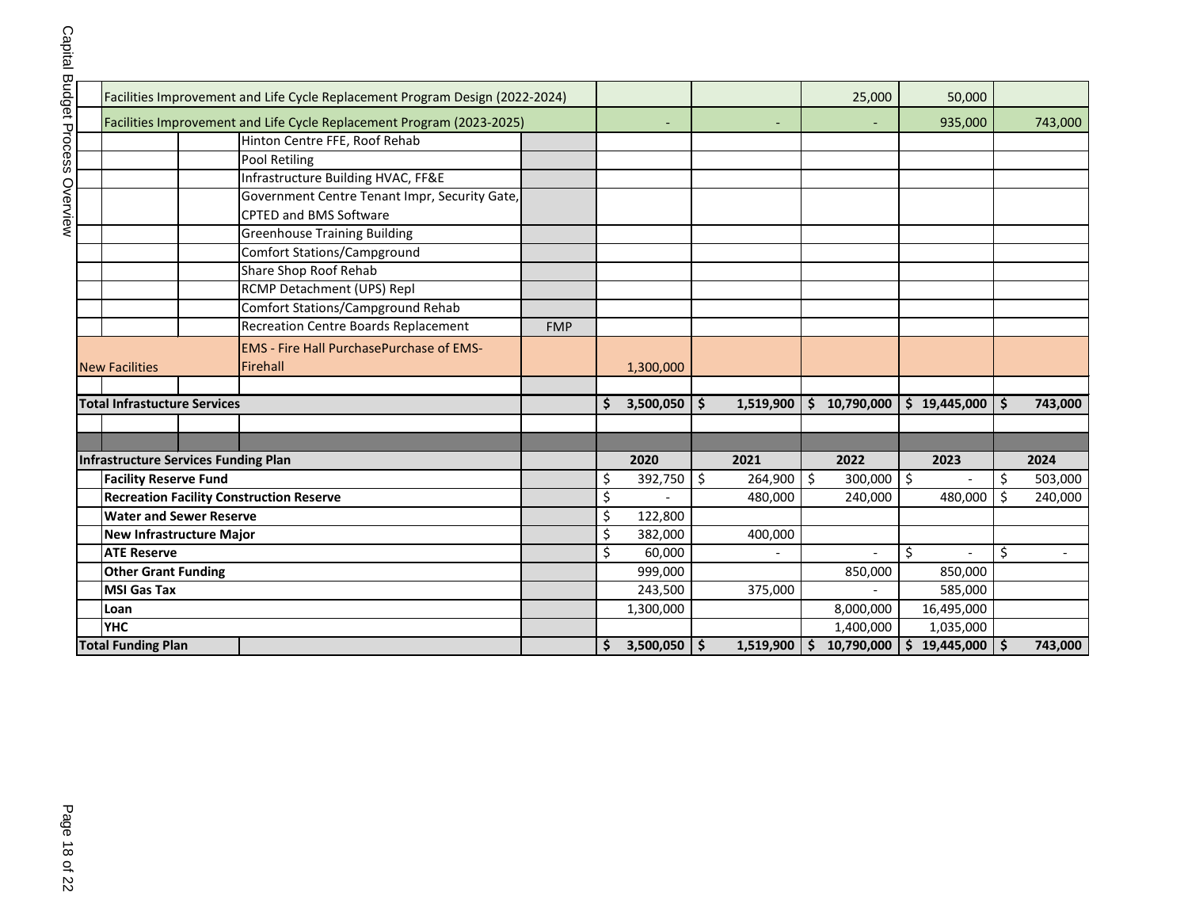| | | | | | | | | |
|---|---|---|---|---|---|---|---|---|
| Facilities Improvement and Life Cycle Replacement Program Design (2022-2024) | | | | | | 25,000 | 50,000 | |
| Facilities Improvement and Life Cycle Replacement Program (2023-2025) | | | | - | - | - | 935,000 | 743,000 |
| | | Hinton Centre FFE, Roof Rehab | | | | | | |
| | | Pool Retiling | | | | | | |
| | | Infrastructure Building HVAC, FF&E | | | | | | |
| | | Government Centre Tenant Impr, Security Gate, CPTED and BMS Software | | | | | | |
| | | Greenhouse Training Building | | | | | | |
| | | Comfort Stations/Campground | | | | | | |
| | | Share Shop Roof Rehab | | | | | | |
| | | RCMP Detachment (UPS) Repl | | | | | | |
| | | Comfort Stations/Campground Rehab | | | | | | |
| | | Recreation Centre Boards Replacement | FMP | | | | | |
| New Facilities | | EMS - Fire Hall PurchasePurchase of EMS-Firehall | | 1,300,000 | | | | |
| | | | | | | | | |
| **Total Infrastucture Services** | | | | **$ 3,500,050** | **$ 1,519,900** | **$ 10,790,000** | **$ 19,445,000** | **$ 743,000** |

| **Infrastructure Services Funding Plan** | | **2020** | **2021** | **2022** | **2023** | **2024** |
|---|---|---|---|---|---|---|
| **Facility Reserve Fund** | | $ 392,750 | $ 264,900 | $ 300,000 | $ - | $ 503,000 |
| **Recreation Facility Construction Reserve** | | $ - | 480,000 | 240,000 | 480,000 | $ 240,000 |
| **Water and Sewer Reserve** | | $ 122,800 | | | | |
| **New Infrastructure Major** | | $ 382,000 | 400,000 | | | |
| **ATE Reserve** | | $ 60,000 | - | - | $ - | $ - |
| **Other Grant Funding** | | 999,000 | | 850,000 | 850,000 | |
| **MSI Gas Tax** | | 243,500 | 375,000 | - | 585,000 | |
| **Loan** | | 1,300,000 | | 8,000,000 | 16,495,000 | |
| **YHC** | | | | 1,400,000 | 1,035,000 | |
| **Total Funding Plan** | | **$ 3,500,050** | **$ 1,519,900** | **$ 10,790,000** | **$ 19,445,000** | **$ 743,000** |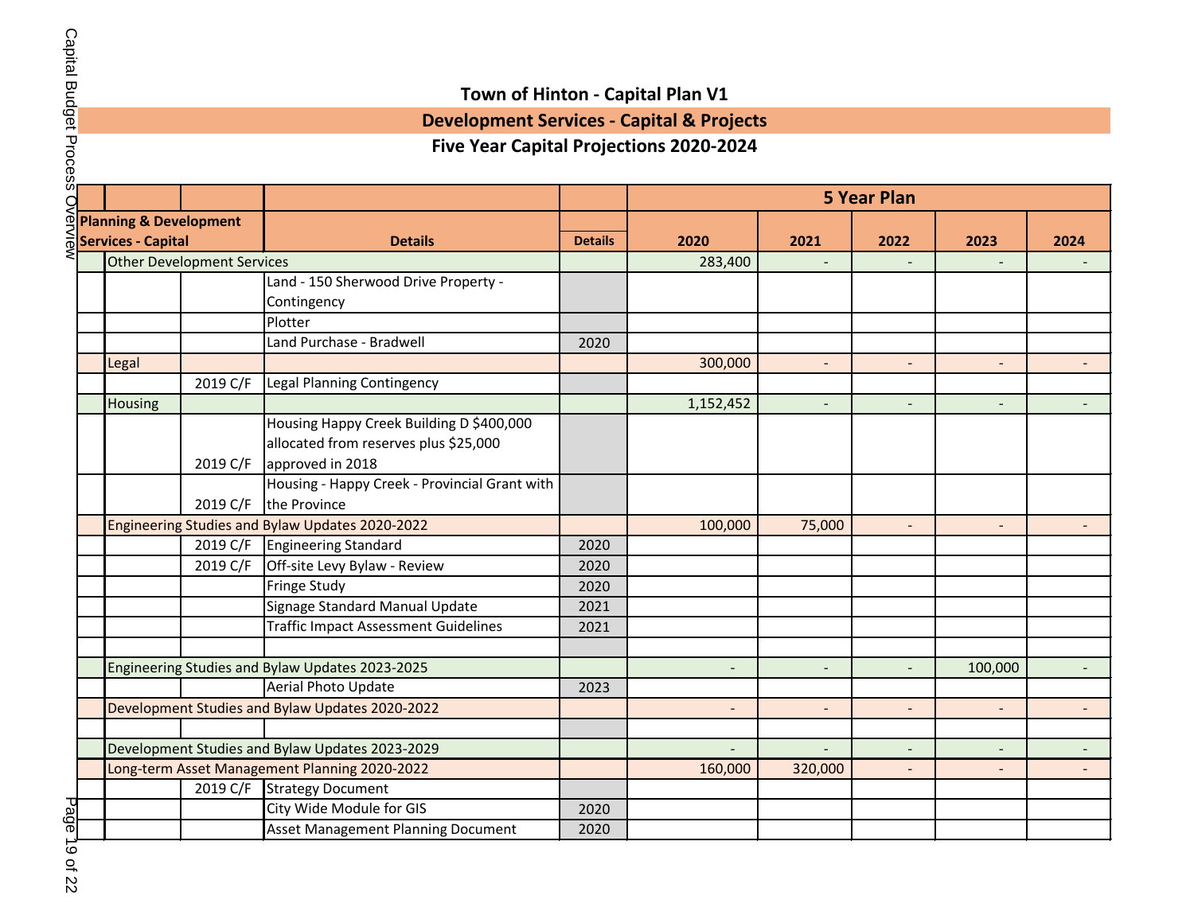**Town of Hinton - Capital Plan V1**

**Development Services - Capital & Projects**

**Five Year Capital Projections 2020-2024**

| Planning & Development Services - Capital | | | Details | Details | 5 Year Plan 2020 | 2021 | 2022 | 2023 | 2024 |
|---|---|---|---|---|---|---|---|---|---|
| | Other Development Services | | | | 283,400 | - | - | - | - |
| | | | Land - 150 Sherwood Drive Property - Contingency | | | | | | |
| | | | Plotter | | | | | | |
| | | | Land Purchase - Bradwell | 2020 | | | | | |
| | Legal | | | | 300,000 | - | - | - | - |
| | | 2019 C/F | Legal Planning Contingency | | | | | | |
| | Housing | | | | 1,152,452 | - | - | - | - |
| | | 2019 C/F | Housing Happy Creek Building D $400,000 allocated from reserves plus $25,000 approved in 2018 | | | | | | |
| | | 2019 C/F | Housing - Happy Creek - Provincial Grant with the Province | | | | | | |
| | Engineering Studies and Bylaw Updates 2020-2022 | | | | 100,000 | 75,000 | - | - | - |
| | | 2019 C/F | Engineering Standard | 2020 | | | | | |
| | | 2019 C/F | Off-site Levy Bylaw - Review | 2020 | | | | | |
| | | | Fringe Study | 2020 | | | | | |
| | | | Signage Standard Manual Update | 2021 | | | | | |
| | | | Traffic Impact Assessment Guidelines | 2021 | | | | | |
| | | | | | | | | | |
| | Engineering Studies and Bylaw Updates 2023-2025 | | | | - | - | - | 100,000 | - |
| | | | Aerial Photo Update | 2023 | | | | | |
| | Development Studies and Bylaw Updates 2020-2022 | | | | - | - | - | - | - |
| | | | | | | | | | |
| | Development Studies and Bylaw Updates 2023-2029 | | | | - | - | - | - | - |
| | Long-term Asset Management Planning 2020-2022 | | | | 160,000 | 320,000 | - | - | - |
| | | 2019 C/F | Strategy Document | | | | | | |
| | | | City Wide Module for GIS | 2020 | | | | | |
| | | | Asset Management Planning Document | 2020 | | | | | |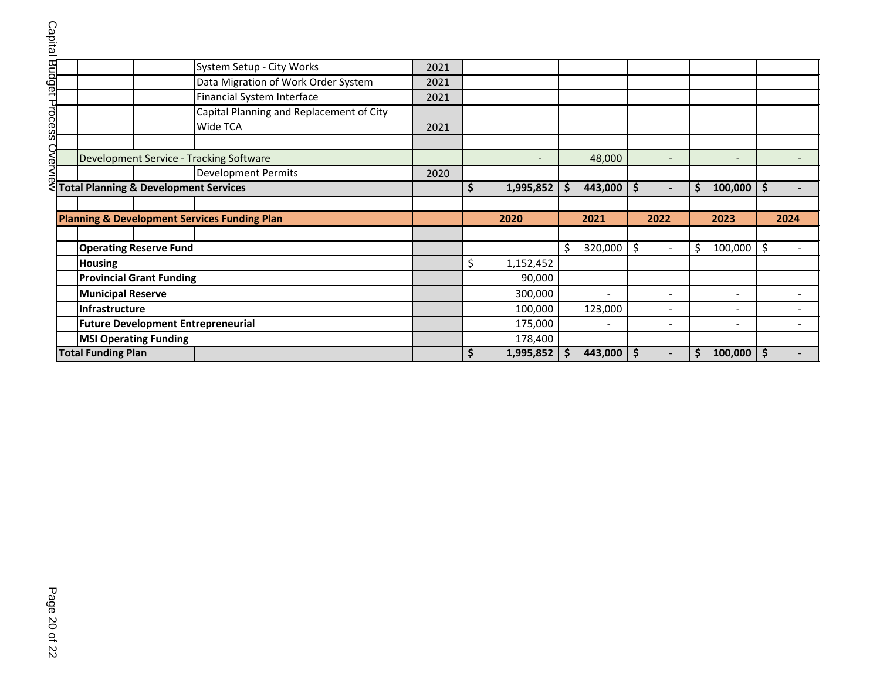| | | | | Year | 2020 | 2021 | 2022 | 2023 | 2024 |
|---|---|---|---|---|---|---|---|---|---|
| | | | System Setup - City Works | 2021 | | | | | |
| | | | Data Migration of Work Order System | 2021 | | | | | |
| | | | Financial System Interface | 2021 | | | | | |
| | | | Capital Planning and Replacement of City Wide TCA | 2021 | | | | | |
| | | | | | | | | | |
| | Development Service - Tracking Software | | | | - | 48,000 | - | - | - |
| | | | Development Permits | 2020 | | | | | |
| **Total Planning & Development Services** | | | | | **$ 1,995,852** | **$ 443,000** | **$ -** | **$ 100,000** | **$ -** |

| **Planning & Development Services Funding Plan** | | | **2020** | **2021** | **2022** | **2023** | **2024** |
|---|---|---|---|---|---|---|---|
| | | | | | | | |
| | **Operating Reserve Fund** | | | $ 320,000 | $ - | $ 100,000 | $ - |
| | **Housing** | | $ 1,152,452 | | | | |
| | **Provincial Grant Funding** | | 90,000 | | | | |
| | **Municipal Reserve** | | 300,000 | - | - | - | - |
| | **Infrastructure** | | 100,000 | 123,000 | - | - | - |
| | **Future Development Entrepreneurial** | | 175,000 | - | - | - | - |
| | **MSI Operating Funding** | | 178,400 | | | | |
| **Total Funding Plan** | | | **$ 1,995,852** | **$ 443,000** | **$ -** | **$ 100,000** | **$ -** |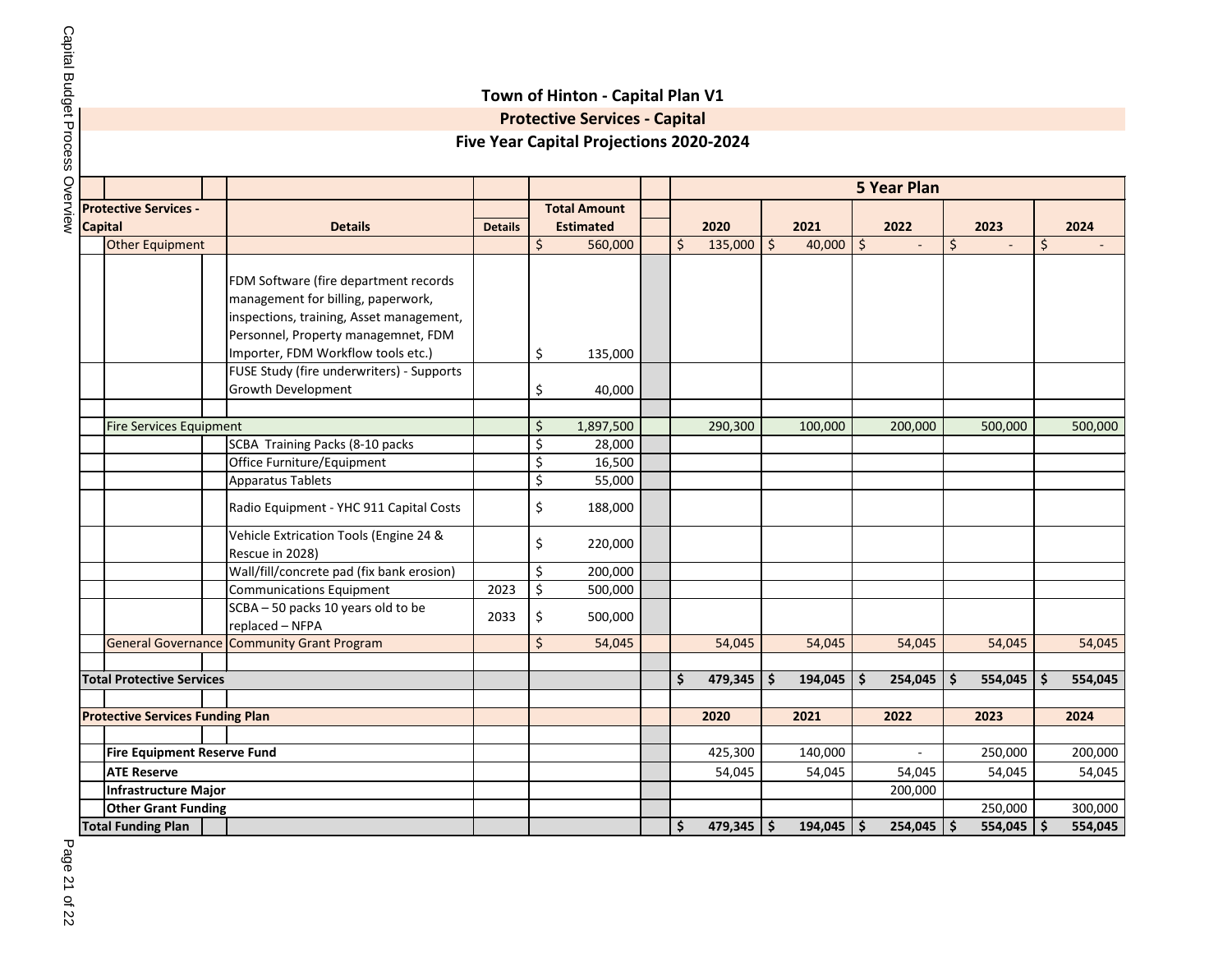# Town of Hinton - Capital Plan V1

## Protective Services - Capital

### Five Year Capital Projections 2020-2024

| Protective Services - Capital | | Details | Details | Total Amount Estimated | 2020 | 2021 | 2022 | 2023 | 2024 |
|---|---|---|---|---|---|---|---|---|---|
| | | | | | **5 Year Plan** | | | | |
| Other Equipment | | | | $ 560,000 | $ 135,000 | $ 40,000 | $ - | $ - | $ - |
| | | FDM Software (fire department records management for billing, paperwork, inspections, training, Asset management, Personnel, Property managemnet, FDM Importer, FDM Workflow tools etc.) | | $ 135,000 | | | | | |
| | | FUSE Study (fire underwriters) - Supports Growth Development | | $ 40,000 | | | | | |
| Fire Services Equipment | | | | $ 1,897,500 | 290,300 | 100,000 | 200,000 | 500,000 | 500,000 |
| | | SCBA Training Packs (8-10 packs | | $ 28,000 | | | | | |
| | | Office Furniture/Equipment | | $ 16,500 | | | | | |
| | | Apparatus Tablets | | $ 55,000 | | | | | |
| | | Radio Equipment - YHC 911 Capital Costs | | $ 188,000 | | | | | |
| | | Vehicle Extrication Tools (Engine 24 & Rescue in 2028) | | $ 220,000 | | | | | |
| | | Wall/fill/concrete pad (fix bank erosion) | | $ 200,000 | | | | | |
| | | Communications Equipment | 2023 | $ 500,000 | | | | | |
| | | SCBA – 50 packs 10 years old to be replaced – NFPA | 2033 | $ 500,000 | | | | | |
| General Governance | | Community Grant Program | | $ 54,045 | 54,045 | 54,045 | 54,045 | 54,045 | 54,045 |
| **Total Protective Services** | | | | | **$ 479,345** | **$ 194,045** | **$ 254,045** | **$ 554,045** | **$ 554,045** |

| Protective Services Funding Plan | 2020 | 2021 | 2022 | 2023 | 2024 |
|---|---|---|---|---|---|
| **Fire Equipment Reserve Fund** | 425,300 | 140,000 | - | 250,000 | 200,000 |
| **ATE Reserve** | 54,045 | 54,045 | 54,045 | 54,045 | 54,045 |
| **Infrastructure Major** | | | 200,000 | | |
| **Other Grant Funding** | | | | 250,000 | 300,000 |
| **Total Funding Plan** | **$ 479,345** | **$ 194,045** | **$ 254,045** | **$ 554,045** | **$ 554,045** |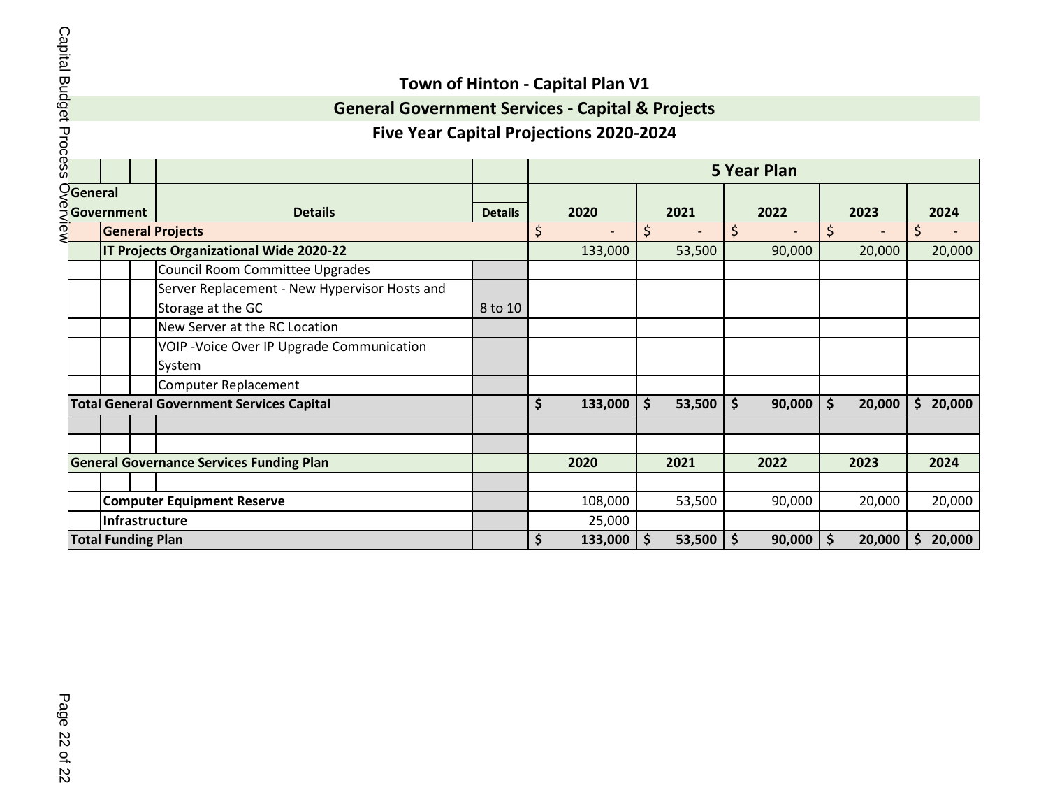# Town of Hinton - Capital Plan V1

## General Government Services - Capital & Projects

### Five Year Capital Projections 2020-2024

| | | | | | 5 Year Plan | | | | |
|---|---|---|---|---|---|---|---|---|---|
| General Government | | | Details | Details | 2020 | 2021 | 2022 | 2023 | 2024 |
| | General Projects | | | | $ - | $ - | $ - | $ - | $ - |
| | IT Projects Organizational Wide 2020-22 | | | | 133,000 | 53,500 | 90,000 | 20,000 | 20,000 |
| | | | Council Room Committee Upgrades | | | | | | |
| | | | Server Replacement - New Hypervisor Hosts and Storage at the GC | 8 to 10 | | | | | |
| | | | New Server at the RC Location | | | | | | |
| | | | VOIP -Voice Over IP Upgrade Communication System | | | | | | |
| | | | Computer Replacement | | | | | | |
| **Total General Government Services Capital** | | | | | **$ 133,000** | **$ 53,500** | **$ 90,000** | **$ 20,000** | **$ 20,000** |
| | | | | | | | | | |
| | | | | | | | | | |
| **General Governance Services Funding Plan** | | | | | **2020** | **2021** | **2022** | **2023** | **2024** |
| | | | | | | | | | |
| | **Computer Equipment Reserve** | | | | 108,000 | 53,500 | 90,000 | 20,000 | 20,000 |
| | **Infrastructure** | | | | 25,000 | | | | |
| **Total Funding Plan** | | | | | **$ 133,000** | **$ 53,500** | **$ 90,000** | **$ 20,000** | **$ 20,000** |